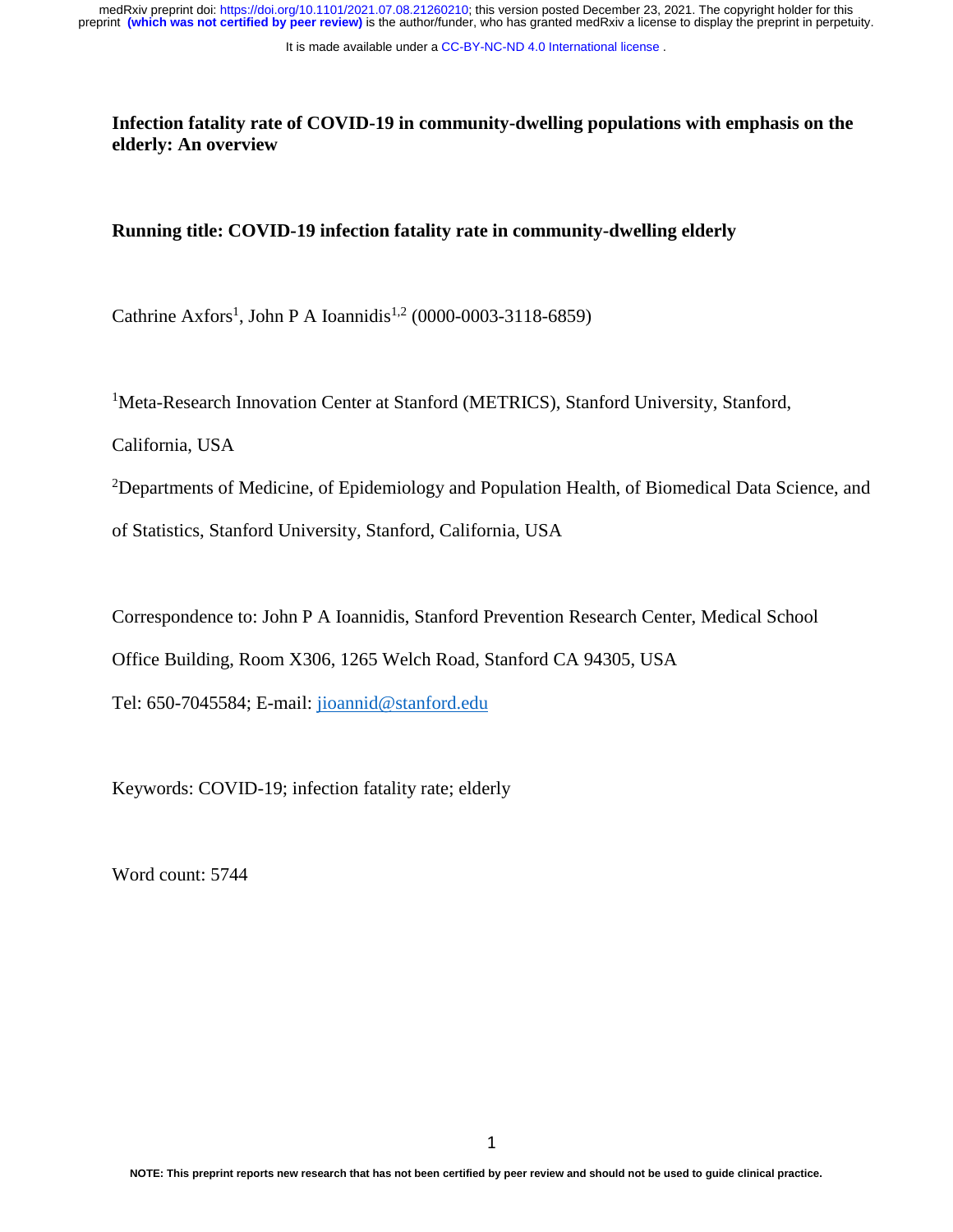# Infection fatality rate of COVID-19 in community-dwelling populations with emphasis on the elderly: An overview

**Running title: COVID-19 infection fatality rate in community-dwelling elderly**

Cathrine Axfors[1], John P A Ioannidis[1,2] (0000-0003-3118-6859)

[1]Meta-Research Innovation Center at Stanford (METRICS), Stanford University, Stanford, California, USA

[2]Departments of Medicine, of Epidemiology and Population Health, of Biomedical Data Science, and of Statistics, Stanford University, Stanford, California, USA

Correspondence to: John P A Ioannidis, Stanford Prevention Research Center, Medical School Office Building, Room X306, 1265 Welch Road, Stanford CA 94305, USA

Tel: 650-7045584; E-mail: jioannid@stanford.edu

Keywords: COVID-19; infection fatality rate; elderly

Word count: 5744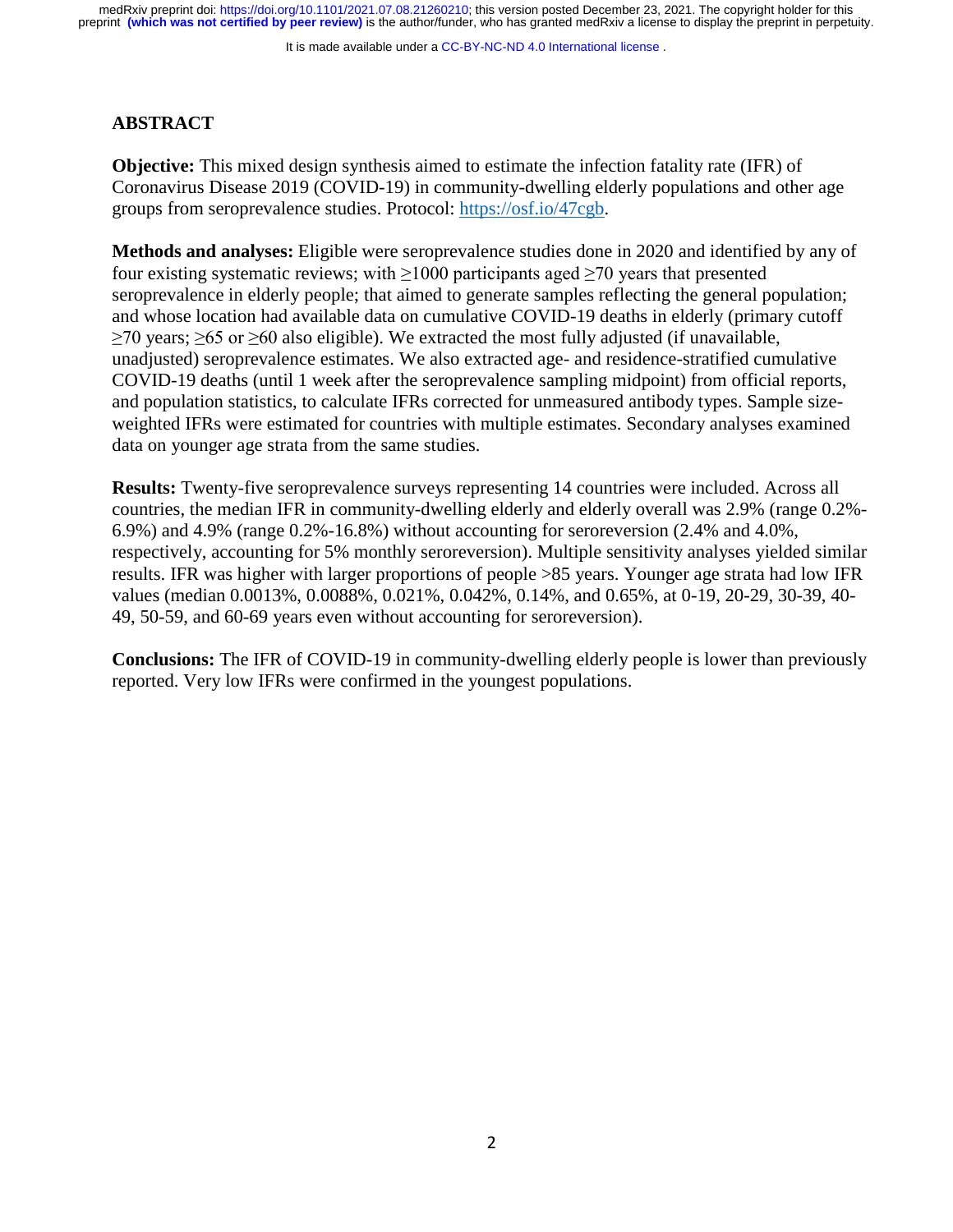## ABSTRACT

**Objective:** This mixed design synthesis aimed to estimate the infection fatality rate (IFR) of Coronavirus Disease 2019 (COVID-19) in community-dwelling elderly populations and other age groups from seroprevalence studies. Protocol: https://osf.io/47cgb.

**Methods and analyses:** Eligible were seroprevalence studies done in 2020 and identified by any of four existing systematic reviews; with ≥1000 participants aged ≥70 years that presented seroprevalence in elderly people; that aimed to generate samples reflecting the general population; and whose location had available data on cumulative COVID-19 deaths in elderly (primary cutoff ≥70 years; ≥65 or ≥60 also eligible). We extracted the most fully adjusted (if unavailable, unadjusted) seroprevalence estimates. We also extracted age- and residence-stratified cumulative COVID-19 deaths (until 1 week after the seroprevalence sampling midpoint) from official reports, and population statistics, to calculate IFRs corrected for unmeasured antibody types. Sample size-weighted IFRs were estimated for countries with multiple estimates. Secondary analyses examined data on younger age strata from the same studies.

**Results:** Twenty-five seroprevalence surveys representing 14 countries were included. Across all countries, the median IFR in community-dwelling elderly and elderly overall was 2.9% (range 0.2%-6.9%) and 4.9% (range 0.2%-16.8%) without accounting for seroreversion (2.4% and 4.0%, respectively, accounting for 5% monthly seroreversion). Multiple sensitivity analyses yielded similar results. IFR was higher with larger proportions of people >85 years. Younger age strata had low IFR values (median 0.0013%, 0.0088%, 0.021%, 0.042%, 0.14%, and 0.65%, at 0-19, 20-29, 30-39, 40-49, 50-59, and 60-69 years even without accounting for seroreversion).

**Conclusions:** The IFR of COVID-19 in community-dwelling elderly people is lower than previously reported. Very low IFRs were confirmed in the youngest populations.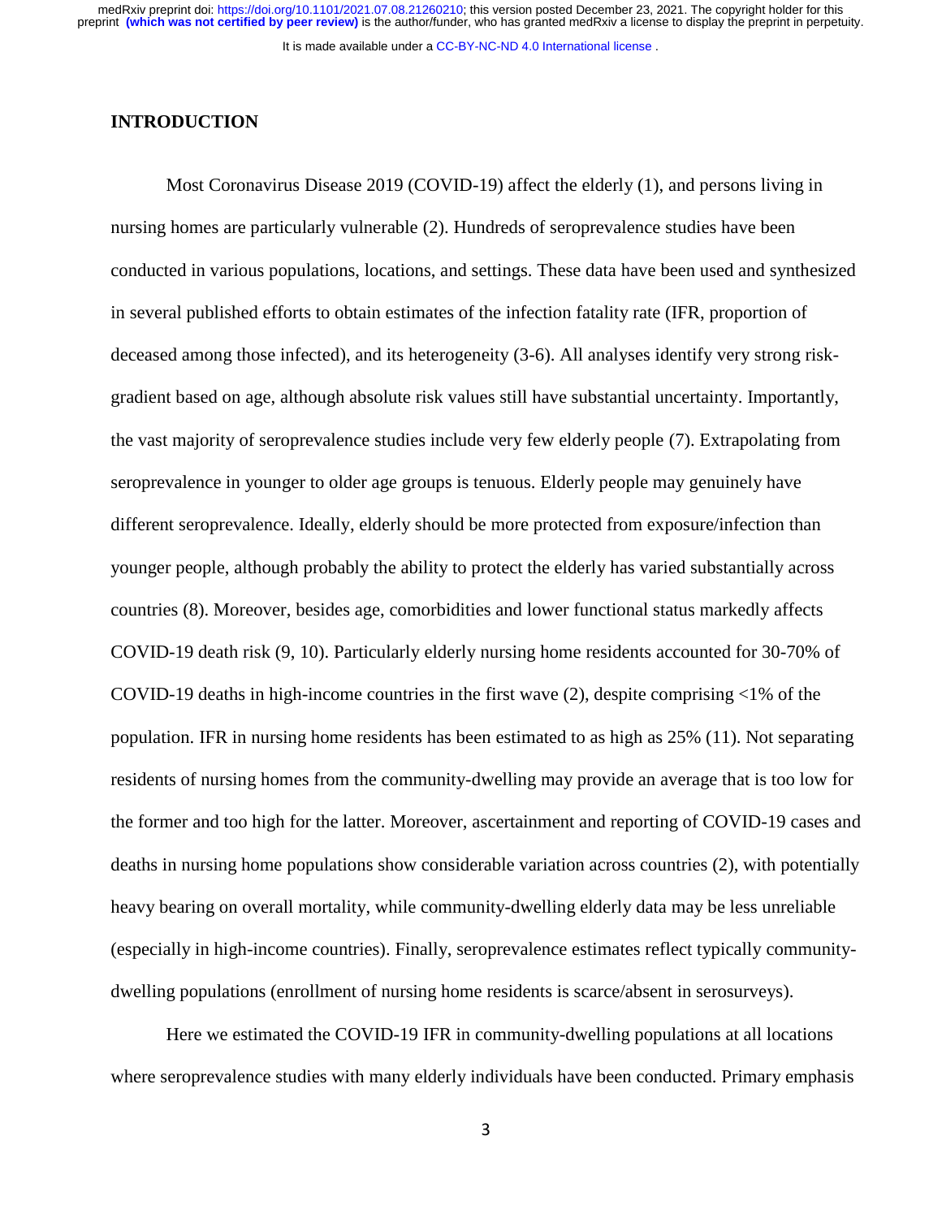## INTRODUCTION

Most Coronavirus Disease 2019 (COVID-19) affect the elderly (1), and persons living in nursing homes are particularly vulnerable (2). Hundreds of seroprevalence studies have been conducted in various populations, locations, and settings. These data have been used and synthesized in several published efforts to obtain estimates of the infection fatality rate (IFR, proportion of deceased among those infected), and its heterogeneity (3-6). All analyses identify very strong risk-gradient based on age, although absolute risk values still have substantial uncertainty. Importantly, the vast majority of seroprevalence studies include very few elderly people (7). Extrapolating from seroprevalence in younger to older age groups is tenuous. Elderly people may genuinely have different seroprevalence. Ideally, elderly should be more protected from exposure/infection than younger people, although probably the ability to protect the elderly has varied substantially across countries (8). Moreover, besides age, comorbidities and lower functional status markedly affects COVID-19 death risk (9, 10). Particularly elderly nursing home residents accounted for 30-70% of COVID-19 deaths in high-income countries in the first wave (2), despite comprising <1% of the population. IFR in nursing home residents has been estimated to as high as 25% (11). Not separating residents of nursing homes from the community-dwelling may provide an average that is too low for the former and too high for the latter. Moreover, ascertainment and reporting of COVID-19 cases and deaths in nursing home populations show considerable variation across countries (2), with potentially heavy bearing on overall mortality, while community-dwelling elderly data may be less unreliable (especially in high-income countries). Finally, seroprevalence estimates reflect typically community-dwelling populations (enrollment of nursing home residents is scarce/absent in serosurveys).

Here we estimated the COVID-19 IFR in community-dwelling populations at all locations where seroprevalence studies with many elderly individuals have been conducted. Primary emphasis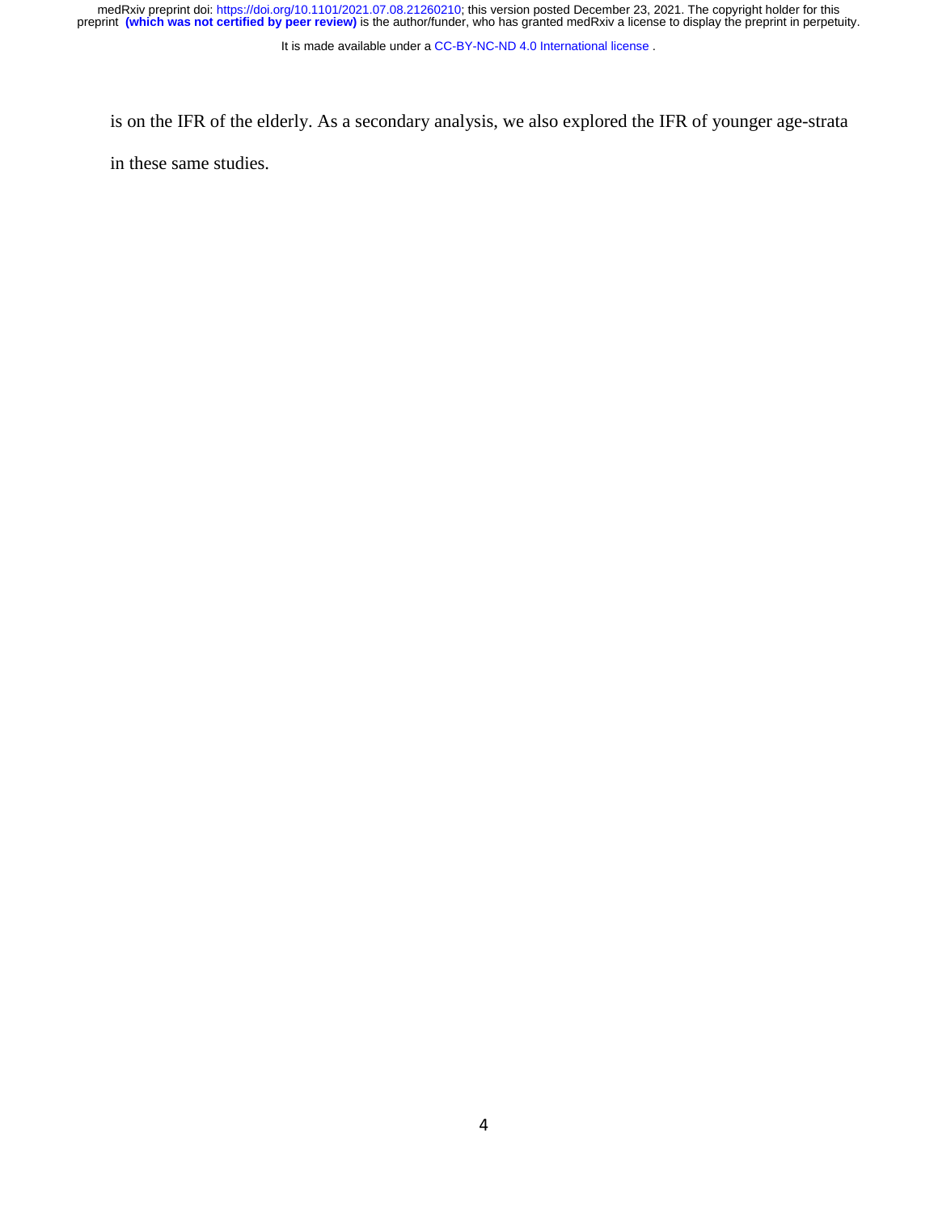is on the IFR of the elderly. As a secondary analysis, we also explored the IFR of younger age-strata in these same studies.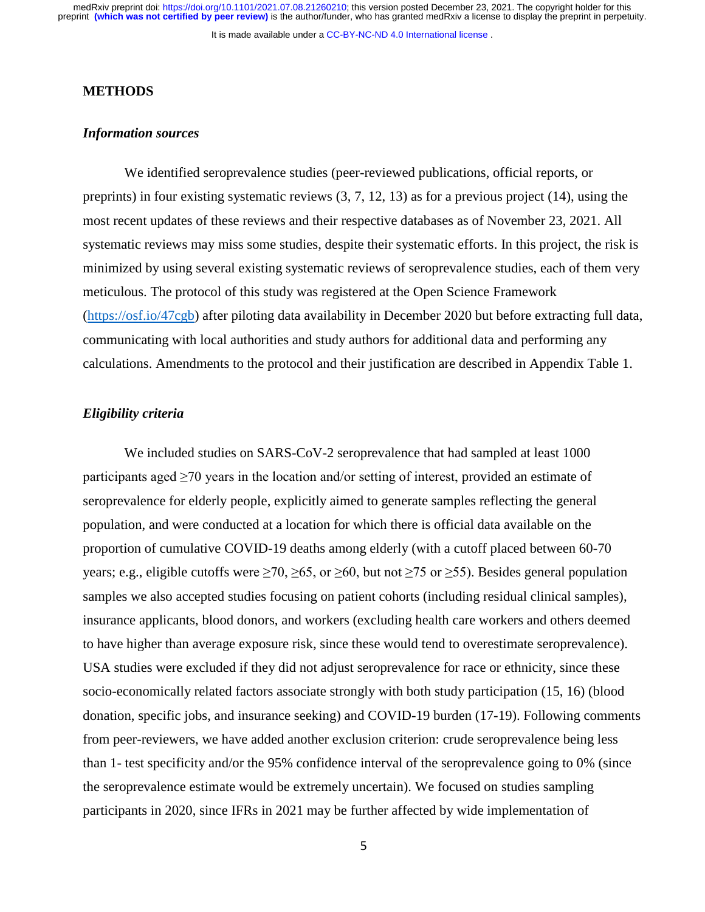## METHODS

### *Information sources*

We identified seroprevalence studies (peer-reviewed publications, official reports, or preprints) in four existing systematic reviews (3, 7, 12, 13) as for a previous project (14), using the most recent updates of these reviews and their respective databases as of November 23, 2021. All systematic reviews may miss some studies, despite their systematic efforts. In this project, the risk is minimized by using several existing systematic reviews of seroprevalence studies, each of them very meticulous. The protocol of this study was registered at the Open Science Framework (https://osf.io/47cgb) after piloting data availability in December 2020 but before extracting full data, communicating with local authorities and study authors for additional data and performing any calculations. Amendments to the protocol and their justification are described in Appendix Table 1.

### *Eligibility criteria*

We included studies on SARS-CoV-2 seroprevalence that had sampled at least 1000 participants aged ≥70 years in the location and/or setting of interest, provided an estimate of seroprevalence for elderly people, explicitly aimed to generate samples reflecting the general population, and were conducted at a location for which there is official data available on the proportion of cumulative COVID-19 deaths among elderly (with a cutoff placed between 60-70 years; e.g., eligible cutoffs were ≥70, ≥65, or ≥60, but not ≥75 or ≥55). Besides general population samples we also accepted studies focusing on patient cohorts (including residual clinical samples), insurance applicants, blood donors, and workers (excluding health care workers and others deemed to have higher than average exposure risk, since these would tend to overestimate seroprevalence). USA studies were excluded if they did not adjust seroprevalence for race or ethnicity, since these socio-economically related factors associate strongly with both study participation (15, 16) (blood donation, specific jobs, and insurance seeking) and COVID-19 burden (17-19). Following comments from peer-reviewers, we have added another exclusion criterion: crude seroprevalence being less than 1- test specificity and/or the 95% confidence interval of the seroprevalence going to 0% (since the seroprevalence estimate would be extremely uncertain). We focused on studies sampling participants in 2020, since IFRs in 2021 may be further affected by wide implementation of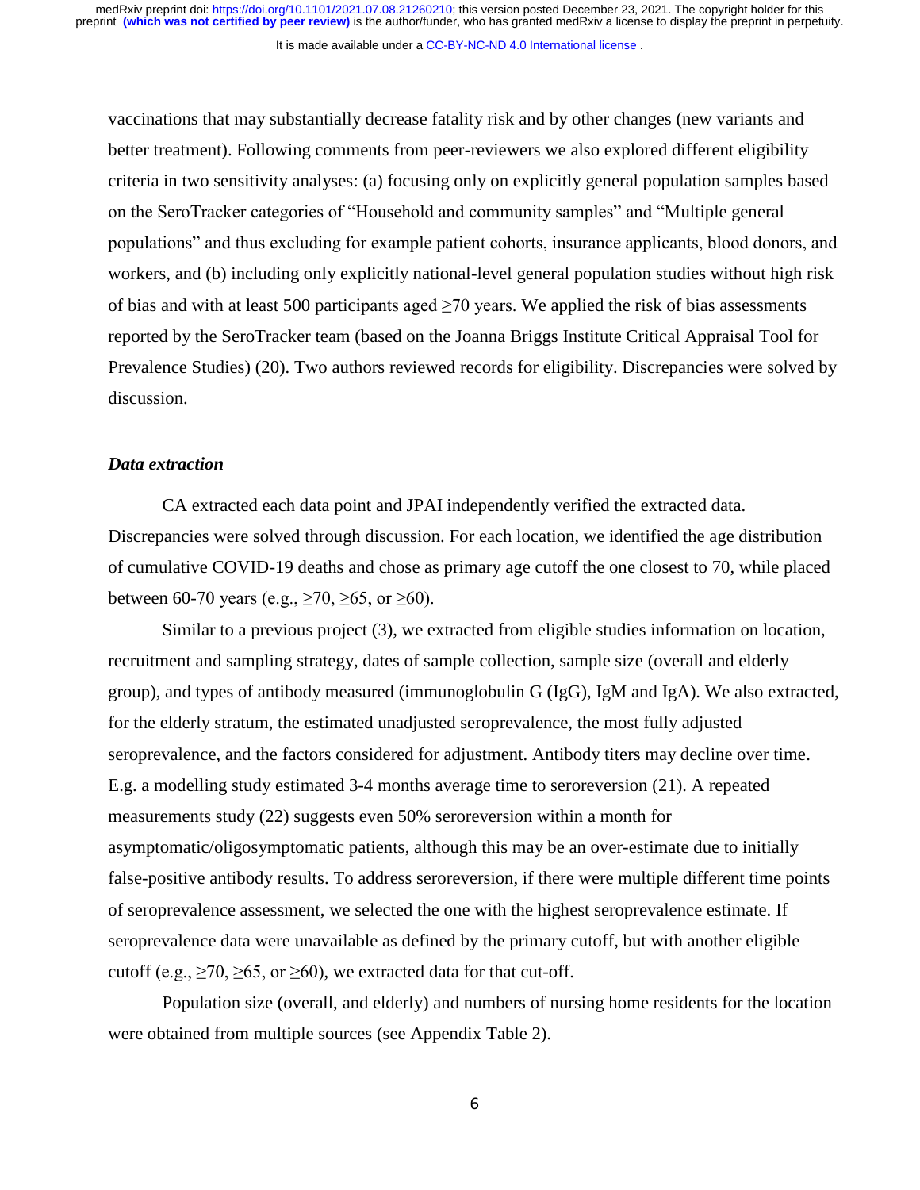vaccinations that may substantially decrease fatality risk and by other changes (new variants and better treatment). Following comments from peer-reviewers we also explored different eligibility criteria in two sensitivity analyses: (a) focusing only on explicitly general population samples based on the SeroTracker categories of "Household and community samples" and "Multiple general populations" and thus excluding for example patient cohorts, insurance applicants, blood donors, and workers, and (b) including only explicitly national-level general population studies without high risk of bias and with at least 500 participants aged ≥70 years. We applied the risk of bias assessments reported by the SeroTracker team (based on the Joanna Briggs Institute Critical Appraisal Tool for Prevalence Studies) (20). Two authors reviewed records for eligibility. Discrepancies were solved by discussion.

### *Data extraction*

CA extracted each data point and JPAI independently verified the extracted data. Discrepancies were solved through discussion. For each location, we identified the age distribution of cumulative COVID-19 deaths and chose as primary age cutoff the one closest to 70, while placed between 60-70 years (e.g., ≥70, ≥65, or ≥60).

Similar to a previous project (3), we extracted from eligible studies information on location, recruitment and sampling strategy, dates of sample collection, sample size (overall and elderly group), and types of antibody measured (immunoglobulin G (IgG), IgM and IgA). We also extracted, for the elderly stratum, the estimated unadjusted seroprevalence, the most fully adjusted seroprevalence, and the factors considered for adjustment. Antibody titers may decline over time. E.g. a modelling study estimated 3-4 months average time to seroreversion (21). A repeated measurements study (22) suggests even 50% seroreversion within a month for asymptomatic/oligosymptomatic patients, although this may be an over-estimate due to initially false-positive antibody results. To address seroreversion, if there were multiple different time points of seroprevalence assessment, we selected the one with the highest seroprevalence estimate. If seroprevalence data were unavailable as defined by the primary cutoff, but with another eligible cutoff (e.g., ≥70, ≥65, or ≥60), we extracted data for that cut-off.

Population size (overall, and elderly) and numbers of nursing home residents for the location were obtained from multiple sources (see Appendix Table 2).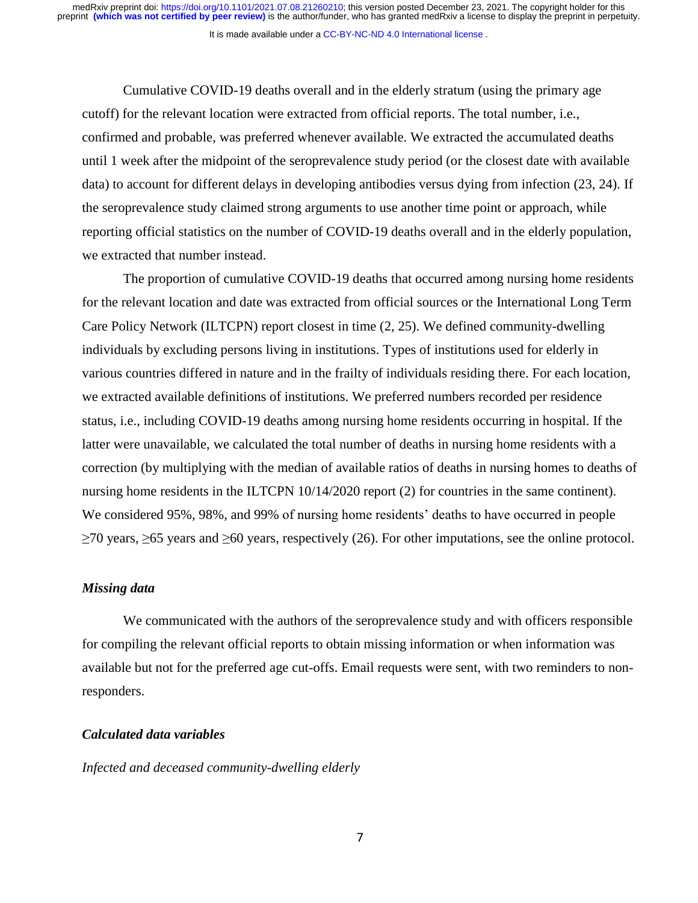Cumulative COVID-19 deaths overall and in the elderly stratum (using the primary age cutoff) for the relevant location were extracted from official reports. The total number, i.e., confirmed and probable, was preferred whenever available. We extracted the accumulated deaths until 1 week after the midpoint of the seroprevalence study period (or the closest date with available data) to account for different delays in developing antibodies versus dying from infection (23, 24). If the seroprevalence study claimed strong arguments to use another time point or approach, while reporting official statistics on the number of COVID-19 deaths overall and in the elderly population, we extracted that number instead.

The proportion of cumulative COVID-19 deaths that occurred among nursing home residents for the relevant location and date was extracted from official sources or the International Long Term Care Policy Network (ILTCPN) report closest in time (2, 25). We defined community-dwelling individuals by excluding persons living in institutions. Types of institutions used for elderly in various countries differed in nature and in the frailty of individuals residing there. For each location, we extracted available definitions of institutions. We preferred numbers recorded per residence status, i.e., including COVID-19 deaths among nursing home residents occurring in hospital. If the latter were unavailable, we calculated the total number of deaths in nursing home residents with a correction (by multiplying with the median of available ratios of deaths in nursing homes to deaths of nursing home residents in the ILTCPN 10/14/2020 report (2) for countries in the same continent). We considered 95%, 98%, and 99% of nursing home residents' deaths to have occurred in people ≥70 years, ≥65 years and ≥60 years, respectively (26). For other imputations, see the online protocol.

### *Missing data*

We communicated with the authors of the seroprevalence study and with officers responsible for compiling the relevant official reports to obtain missing information or when information was available but not for the preferred age cut-offs. Email requests were sent, with two reminders to non-responders.

### *Calculated data variables*

*Infected and deceased community-dwelling elderly*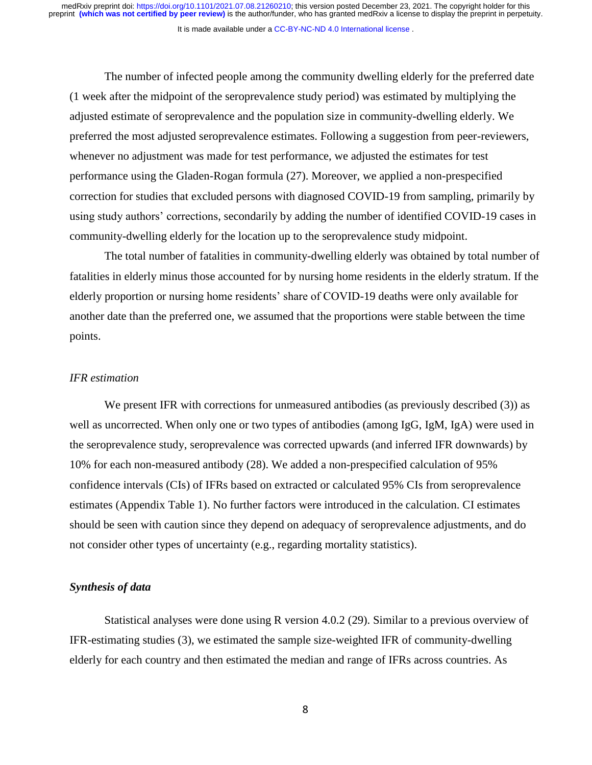The number of infected people among the community dwelling elderly for the preferred date (1 week after the midpoint of the seroprevalence study period) was estimated by multiplying the adjusted estimate of seroprevalence and the population size in community-dwelling elderly. We preferred the most adjusted seroprevalence estimates. Following a suggestion from peer-reviewers, whenever no adjustment was made for test performance, we adjusted the estimates for test performance using the Gladen-Rogan formula (27). Moreover, we applied a non-prespecified correction for studies that excluded persons with diagnosed COVID-19 from sampling, primarily by using study authors' corrections, secondarily by adding the number of identified COVID-19 cases in community-dwelling elderly for the location up to the seroprevalence study midpoint.

The total number of fatalities in community-dwelling elderly was obtained by total number of fatalities in elderly minus those accounted for by nursing home residents in the elderly stratum. If the elderly proportion or nursing home residents' share of COVID-19 deaths were only available for another date than the preferred one, we assumed that the proportions were stable between the time points.

*IFR estimation*

We present IFR with corrections for unmeasured antibodies (as previously described (3)) as well as uncorrected. When only one or two types of antibodies (among IgG, IgM, IgA) were used in the seroprevalence study, seroprevalence was corrected upwards (and inferred IFR downwards) by 10% for each non-measured antibody (28). We added a non-prespecified calculation of 95% confidence intervals (CIs) of IFRs based on extracted or calculated 95% CIs from seroprevalence estimates (Appendix Table 1). No further factors were introduced in the calculation. CI estimates should be seen with caution since they depend on adequacy of seroprevalence adjustments, and do not consider other types of uncertainty (e.g., regarding mortality statistics).

***Synthesis of data***

Statistical analyses were done using R version 4.0.2 (29). Similar to a previous overview of IFR-estimating studies (3), we estimated the sample size-weighted IFR of community-dwelling elderly for each country and then estimated the median and range of IFRs across countries. As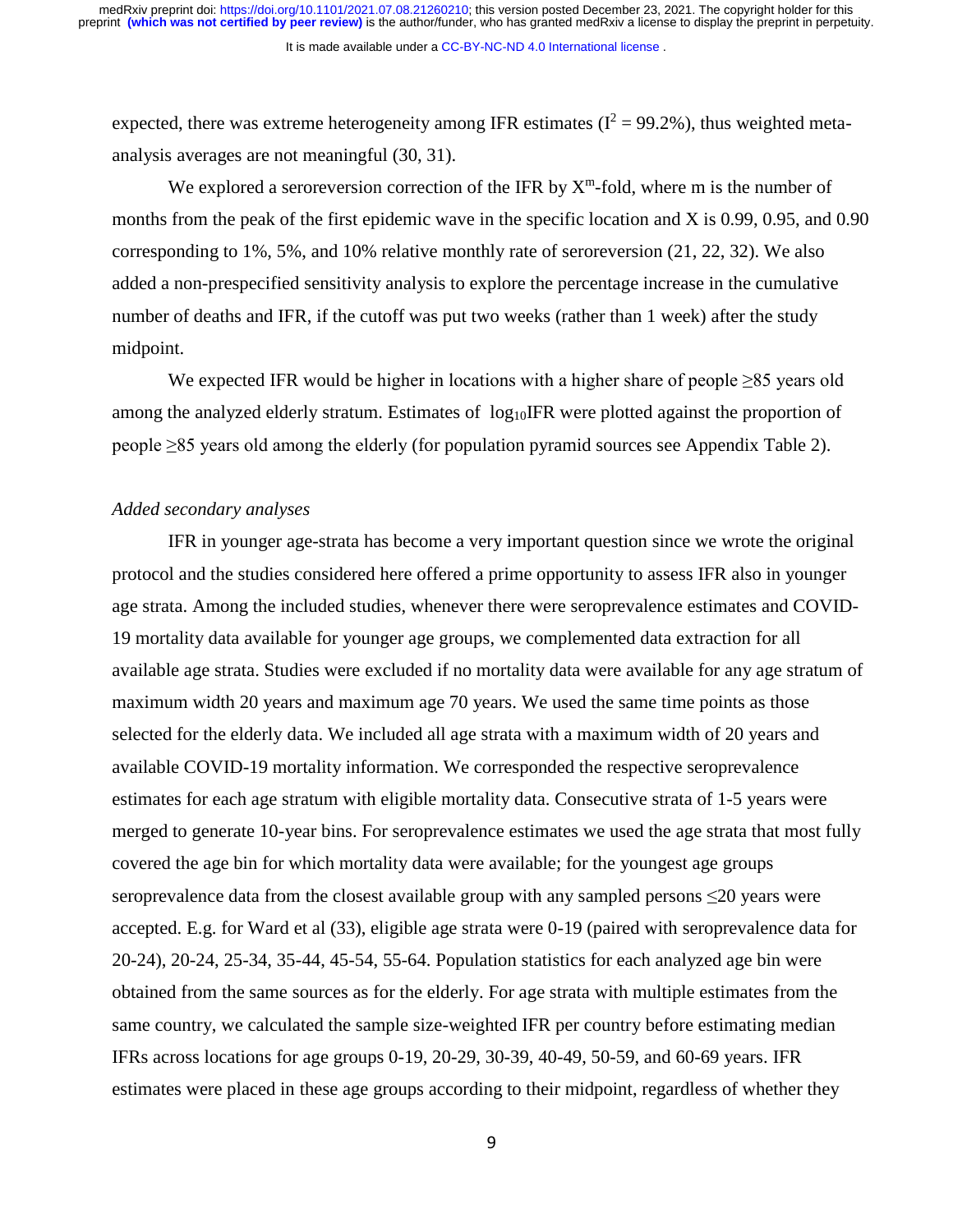expected, there was extreme heterogeneity among IFR estimates ($I^2 = 99.2\%$), thus weighted meta-analysis averages are not meaningful (30, 31).

We explored a seroreversion correction of the IFR by $X^m$-fold, where m is the number of months from the peak of the first epidemic wave in the specific location and X is 0.99, 0.95, and 0.90 corresponding to 1%, 5%, and 10% relative monthly rate of seroreversion (21, 22, 32). We also added a non-prespecified sensitivity analysis to explore the percentage increase in the cumulative number of deaths and IFR, if the cutoff was put two weeks (rather than 1 week) after the study midpoint.

We expected IFR would be higher in locations with a higher share of people ≥85 years old among the analyzed elderly stratum. Estimates of $\log_{10}$IFR were plotted against the proportion of people ≥85 years old among the elderly (for population pyramid sources see Appendix Table 2).

*Added secondary analyses*

IFR in younger age-strata has become a very important question since we wrote the original protocol and the studies considered here offered a prime opportunity to assess IFR also in younger age strata. Among the included studies, whenever there were seroprevalence estimates and COVID-19 mortality data available for younger age groups, we complemented data extraction for all available age strata. Studies were excluded if no mortality data were available for any age stratum of maximum width 20 years and maximum age 70 years. We used the same time points as those selected for the elderly data. We included all age strata with a maximum width of 20 years and available COVID-19 mortality information. We corresponded the respective seroprevalence estimates for each age stratum with eligible mortality data. Consecutive strata of 1-5 years were merged to generate 10-year bins. For seroprevalence estimates we used the age strata that most fully covered the age bin for which mortality data were available; for the youngest age groups seroprevalence data from the closest available group with any sampled persons ≤20 years were accepted. E.g. for Ward et al (33), eligible age strata were 0-19 (paired with seroprevalence data for 20-24), 20-24, 25-34, 35-44, 45-54, 55-64. Population statistics for each analyzed age bin were obtained from the same sources as for the elderly. For age strata with multiple estimates from the same country, we calculated the sample size-weighted IFR per country before estimating median IFRs across locations for age groups 0-19, 20-29, 30-39, 40-49, 50-59, and 60-69 years. IFR estimates were placed in these age groups according to their midpoint, regardless of whether they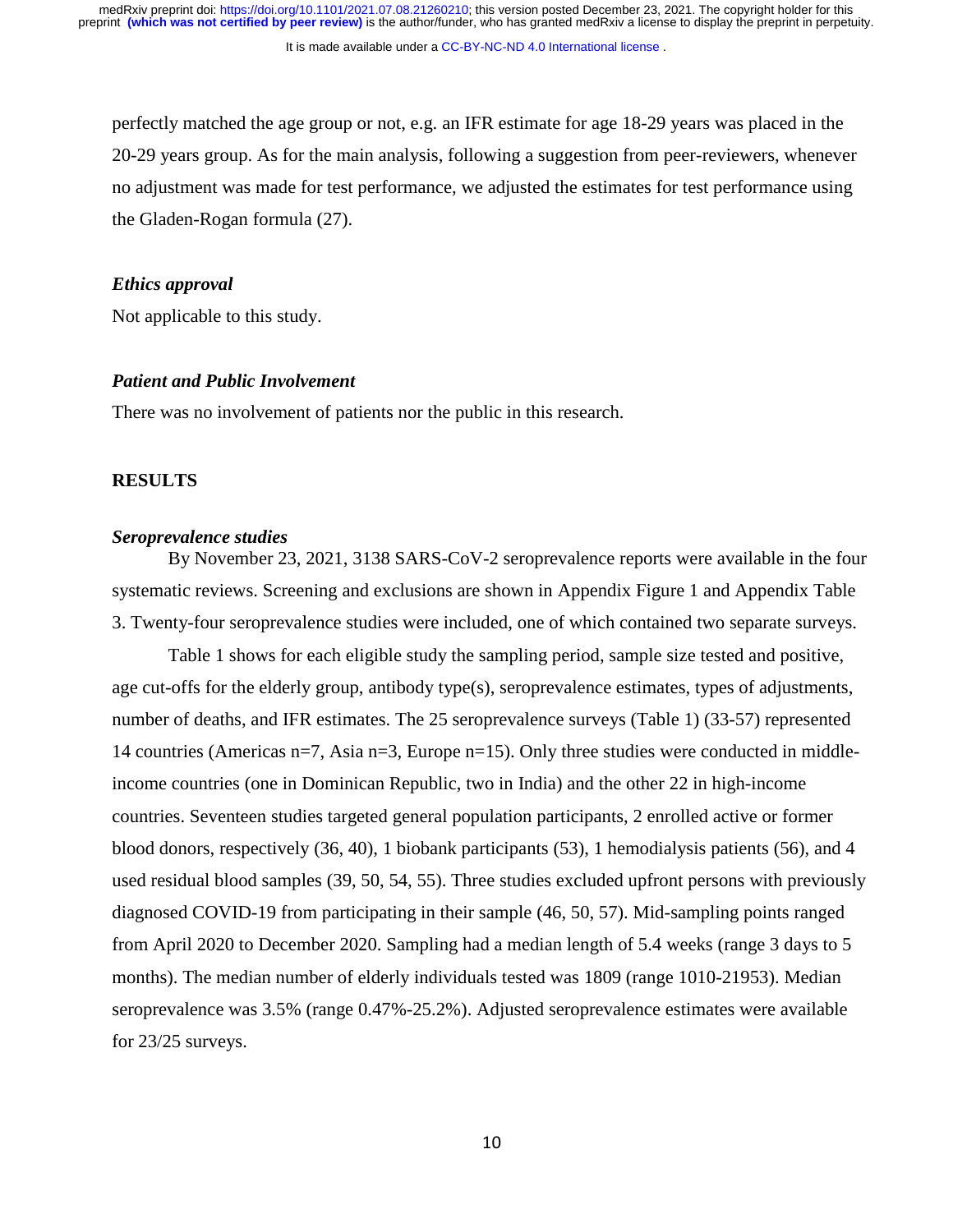perfectly matched the age group or not, e.g. an IFR estimate for age 18-29 years was placed in the 20-29 years group. As for the main analysis, following a suggestion from peer-reviewers, whenever no adjustment was made for test performance, we adjusted the estimates for test performance using the Gladen-Rogan formula (27).

### *Ethics approval*

Not applicable to this study.

### *Patient and Public Involvement*

There was no involvement of patients nor the public in this research.

## RESULTS

### *Seroprevalence studies*

By November 23, 2021, 3138 SARS-CoV-2 seroprevalence reports were available in the four systematic reviews. Screening and exclusions are shown in Appendix Figure 1 and Appendix Table 3. Twenty-four seroprevalence studies were included, one of which contained two separate surveys.

Table 1 shows for each eligible study the sampling period, sample size tested and positive, age cut-offs for the elderly group, antibody type(s), seroprevalence estimates, types of adjustments, number of deaths, and IFR estimates. The 25 seroprevalence surveys (Table 1) (33-57) represented 14 countries (Americas n=7, Asia n=3, Europe n=15). Only three studies were conducted in middle-income countries (one in Dominican Republic, two in India) and the other 22 in high-income countries. Seventeen studies targeted general population participants, 2 enrolled active or former blood donors, respectively (36, 40), 1 biobank participants (53), 1 hemodialysis patients (56), and 4 used residual blood samples (39, 50, 54, 55). Three studies excluded upfront persons with previously diagnosed COVID-19 from participating in their sample (46, 50, 57). Mid-sampling points ranged from April 2020 to December 2020. Sampling had a median length of 5.4 weeks (range 3 days to 5 months). The median number of elderly individuals tested was 1809 (range 1010-21953). Median seroprevalence was 3.5% (range 0.47%-25.2%). Adjusted seroprevalence estimates were available for 23/25 surveys.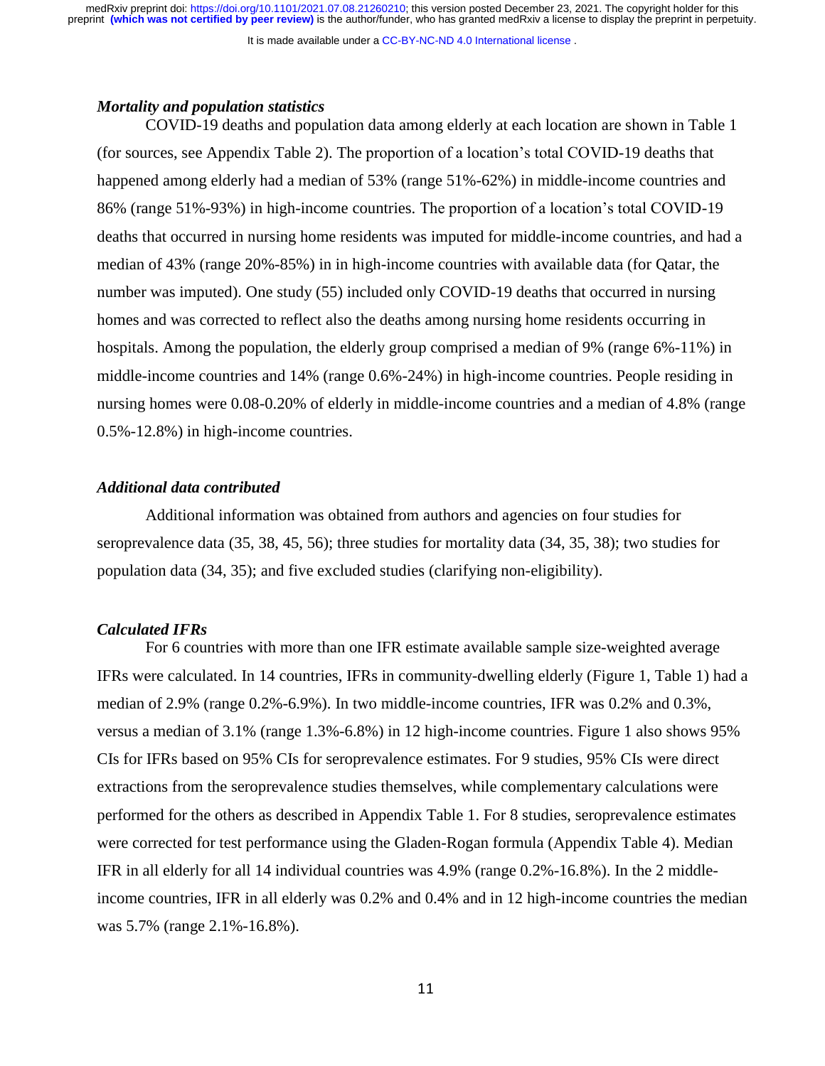### *Mortality and population statistics*

COVID-19 deaths and population data among elderly at each location are shown in Table 1 (for sources, see Appendix Table 2). The proportion of a location's total COVID-19 deaths that happened among elderly had a median of 53% (range 51%-62%) in middle-income countries and 86% (range 51%-93%) in high-income countries. The proportion of a location's total COVID-19 deaths that occurred in nursing home residents was imputed for middle-income countries, and had a median of 43% (range 20%-85%) in in high-income countries with available data (for Qatar, the number was imputed). One study (55) included only COVID-19 deaths that occurred in nursing homes and was corrected to reflect also the deaths among nursing home residents occurring in hospitals. Among the population, the elderly group comprised a median of 9% (range 6%-11%) in middle-income countries and 14% (range 0.6%-24%) in high-income countries. People residing in nursing homes were 0.08-0.20% of elderly in middle-income countries and a median of 4.8% (range 0.5%-12.8%) in high-income countries.

### *Additional data contributed*

Additional information was obtained from authors and agencies on four studies for seroprevalence data (35, 38, 45, 56); three studies for mortality data (34, 35, 38); two studies for population data (34, 35); and five excluded studies (clarifying non-eligibility).

### *Calculated IFRs*

For 6 countries with more than one IFR estimate available sample size-weighted average IFRs were calculated. In 14 countries, IFRs in community-dwelling elderly (Figure 1, Table 1) had a median of 2.9% (range 0.2%-6.9%). In two middle-income countries, IFR was 0.2% and 0.3%, versus a median of 3.1% (range 1.3%-6.8%) in 12 high-income countries. Figure 1 also shows 95% CIs for IFRs based on 95% CIs for seroprevalence estimates. For 9 studies, 95% CIs were direct extractions from the seroprevalence studies themselves, while complementary calculations were performed for the others as described in Appendix Table 1. For 8 studies, seroprevalence estimates were corrected for test performance using the Gladen-Rogan formula (Appendix Table 4). Median IFR in all elderly for all 14 individual countries was 4.9% (range 0.2%-16.8%). In the 2 middle-income countries, IFR in all elderly was 0.2% and 0.4% and in 12 high-income countries the median was 5.7% (range 2.1%-16.8%).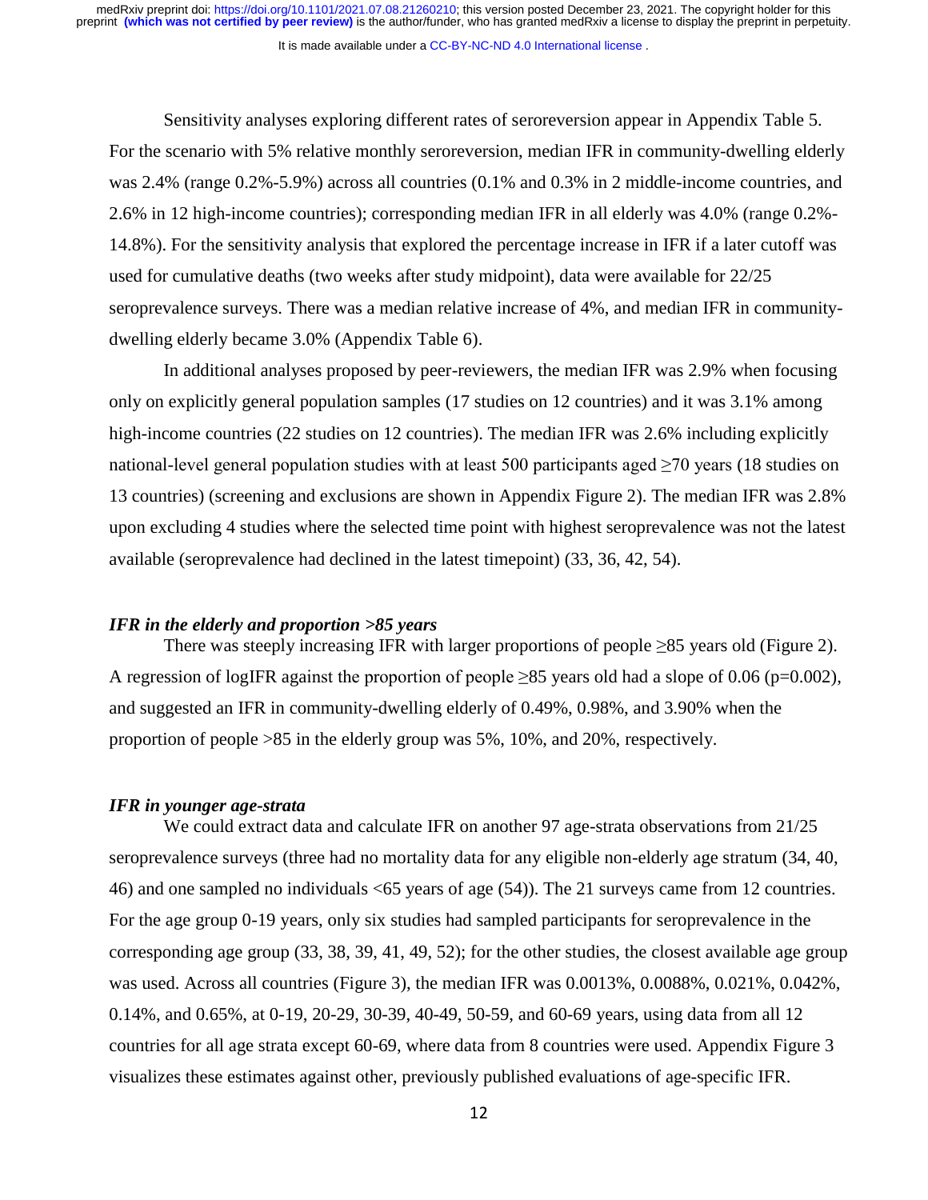Sensitivity analyses exploring different rates of seroreversion appear in Appendix Table 5. For the scenario with 5% relative monthly seroreversion, median IFR in community-dwelling elderly was 2.4% (range 0.2%-5.9%) across all countries (0.1% and 0.3% in 2 middle-income countries, and 2.6% in 12 high-income countries); corresponding median IFR in all elderly was 4.0% (range 0.2%-14.8%). For the sensitivity analysis that explored the percentage increase in IFR if a later cutoff was used for cumulative deaths (two weeks after study midpoint), data were available for 22/25 seroprevalence surveys. There was a median relative increase of 4%, and median IFR in community-dwelling elderly became 3.0% (Appendix Table 6).

In additional analyses proposed by peer-reviewers, the median IFR was 2.9% when focusing only on explicitly general population samples (17 studies on 12 countries) and it was 3.1% among high-income countries (22 studies on 12 countries). The median IFR was 2.6% including explicitly national-level general population studies with at least 500 participants aged ≥70 years (18 studies on 13 countries) (screening and exclusions are shown in Appendix Figure 2). The median IFR was 2.8% upon excluding 4 studies where the selected time point with highest seroprevalence was not the latest available (seroprevalence had declined in the latest timepoint) (33, 36, 42, 54).

### *IFR in the elderly and proportion >85 years*

There was steeply increasing IFR with larger proportions of people ≥85 years old (Figure 2). A regression of logIFR against the proportion of people ≥85 years old had a slope of 0.06 ($p=0.002$), and suggested an IFR in community-dwelling elderly of 0.49%, 0.98%, and 3.90% when the proportion of people >85 in the elderly group was 5%, 10%, and 20%, respectively.

### *IFR in younger age-strata*

We could extract data and calculate IFR on another 97 age-strata observations from 21/25 seroprevalence surveys (three had no mortality data for any eligible non-elderly age stratum (34, 40, 46) and one sampled no individuals <65 years of age (54)). The 21 surveys came from 12 countries. For the age group 0-19 years, only six studies had sampled participants for seroprevalence in the corresponding age group (33, 38, 39, 41, 49, 52); for the other studies, the closest available age group was used. Across all countries (Figure 3), the median IFR was 0.0013%, 0.0088%, 0.021%, 0.042%, 0.14%, and 0.65%, at 0-19, 20-29, 30-39, 40-49, 50-59, and 60-69 years, using data from all 12 countries for all age strata except 60-69, where data from 8 countries were used. Appendix Figure 3 visualizes these estimates against other, previously published evaluations of age-specific IFR.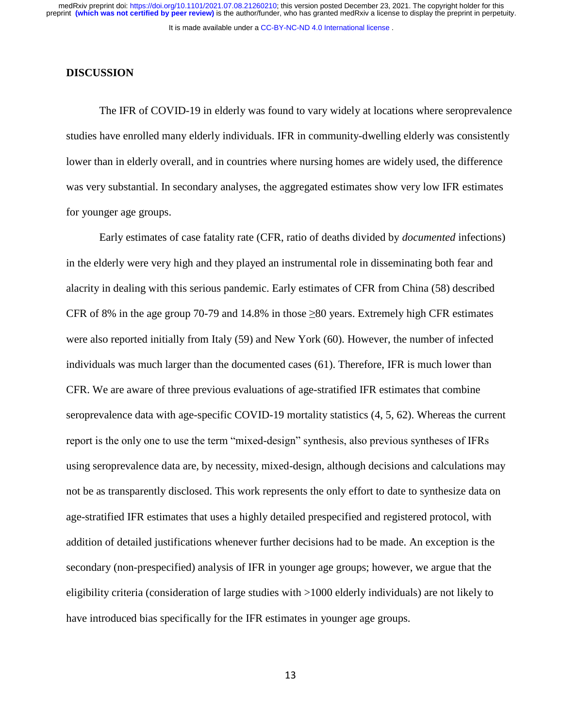## DISCUSSION

The IFR of COVID-19 in elderly was found to vary widely at locations where seroprevalence studies have enrolled many elderly individuals. IFR in community-dwelling elderly was consistently lower than in elderly overall, and in countries where nursing homes are widely used, the difference was very substantial. In secondary analyses, the aggregated estimates show very low IFR estimates for younger age groups.

Early estimates of case fatality rate (CFR, ratio of deaths divided by *documented* infections) in the elderly were very high and they played an instrumental role in disseminating both fear and alacrity in dealing with this serious pandemic. Early estimates of CFR from China (58) described CFR of 8% in the age group 70-79 and 14.8% in those ≥80 years. Extremely high CFR estimates were also reported initially from Italy (59) and New York (60). However, the number of infected individuals was much larger than the documented cases (61). Therefore, IFR is much lower than CFR. We are aware of three previous evaluations of age-stratified IFR estimates that combine seroprevalence data with age-specific COVID-19 mortality statistics (4, 5, 62). Whereas the current report is the only one to use the term "mixed-design" synthesis, also previous syntheses of IFRs using seroprevalence data are, by necessity, mixed-design, although decisions and calculations may not be as transparently disclosed. This work represents the only effort to date to synthesize data on age-stratified IFR estimates that uses a highly detailed prespecified and registered protocol, with addition of detailed justifications whenever further decisions had to be made. An exception is the secondary (non-prespecified) analysis of IFR in younger age groups; however, we argue that the eligibility criteria (consideration of large studies with >1000 elderly individuals) are not likely to have introduced bias specifically for the IFR estimates in younger age groups.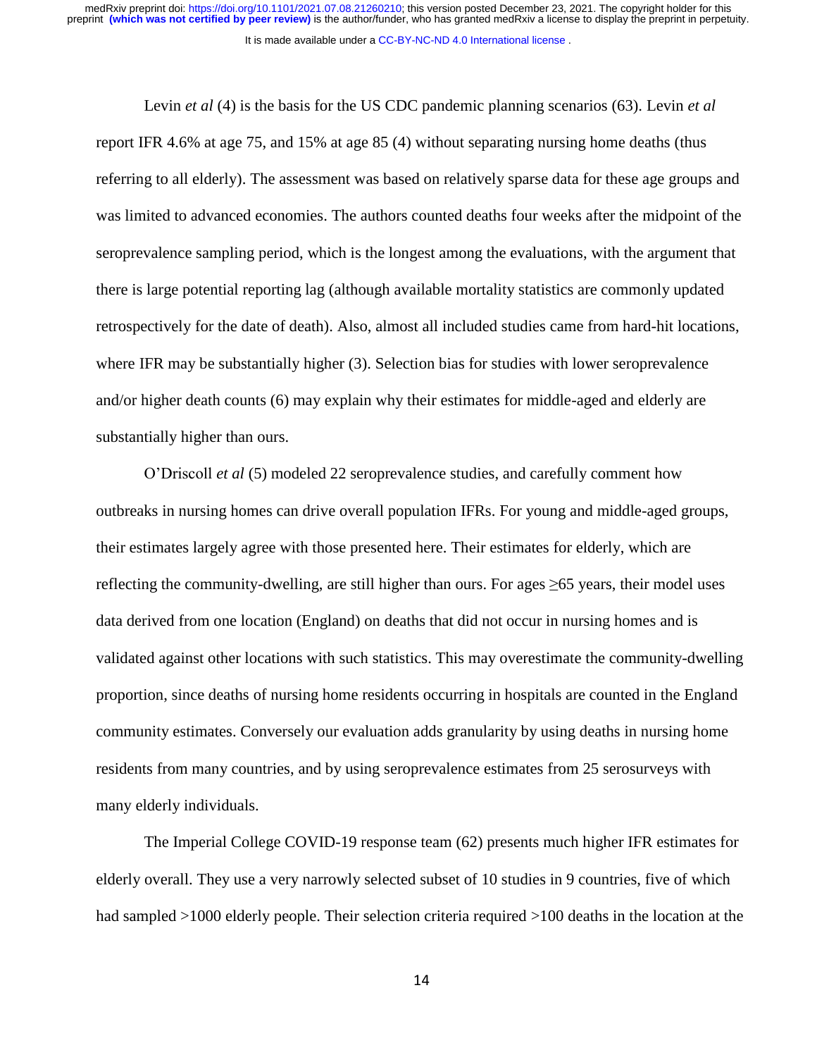Levin *et al* (4) is the basis for the US CDC pandemic planning scenarios (63). Levin *et al* report IFR 4.6% at age 75, and 15% at age 85 (4) without separating nursing home deaths (thus referring to all elderly). The assessment was based on relatively sparse data for these age groups and was limited to advanced economies. The authors counted deaths four weeks after the midpoint of the seroprevalence sampling period, which is the longest among the evaluations, with the argument that there is large potential reporting lag (although available mortality statistics are commonly updated retrospectively for the date of death). Also, almost all included studies came from hard-hit locations, where IFR may be substantially higher (3). Selection bias for studies with lower seroprevalence and/or higher death counts (6) may explain why their estimates for middle-aged and elderly are substantially higher than ours.

O'Driscoll *et al* (5) modeled 22 seroprevalence studies, and carefully comment how outbreaks in nursing homes can drive overall population IFRs. For young and middle-aged groups, their estimates largely agree with those presented here. Their estimates for elderly, which are reflecting the community-dwelling, are still higher than ours. For ages ≥65 years, their model uses data derived from one location (England) on deaths that did not occur in nursing homes and is validated against other locations with such statistics. This may overestimate the community-dwelling proportion, since deaths of nursing home residents occurring in hospitals are counted in the England community estimates. Conversely our evaluation adds granularity by using deaths in nursing home residents from many countries, and by using seroprevalence estimates from 25 serosurveys with many elderly individuals.

The Imperial College COVID-19 response team (62) presents much higher IFR estimates for elderly overall. They use a very narrowly selected subset of 10 studies in 9 countries, five of which had sampled >1000 elderly people. Their selection criteria required >100 deaths in the location at the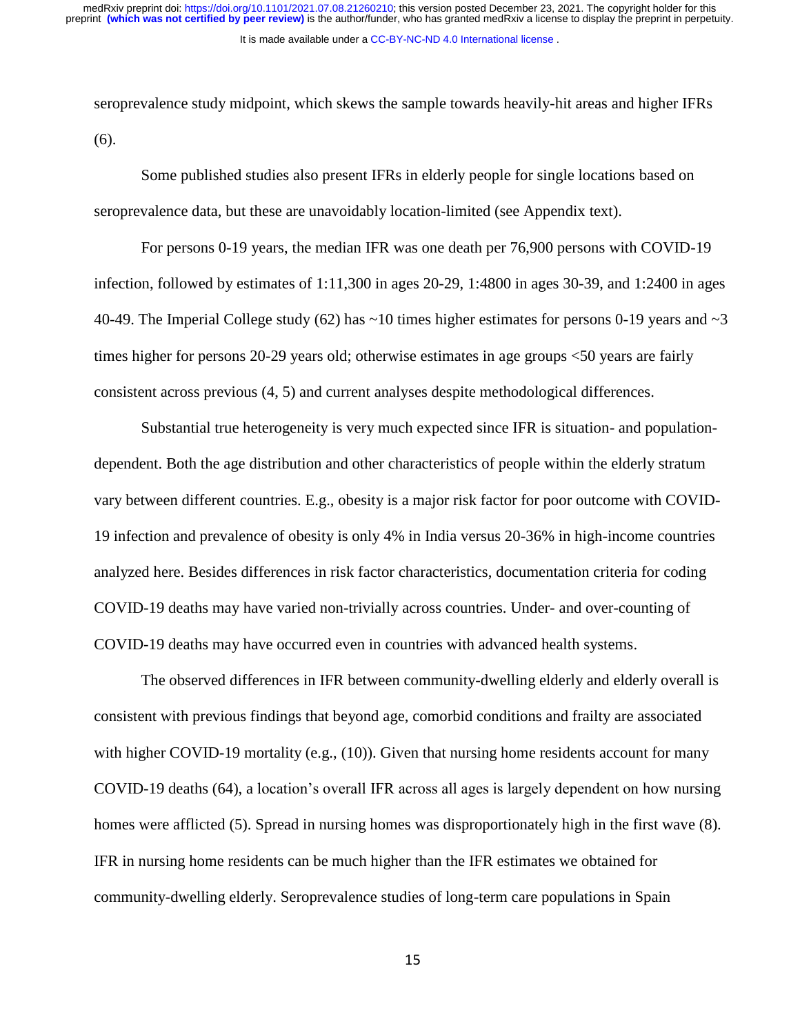seroprevalence study midpoint, which skews the sample towards heavily-hit areas and higher IFRs (6).

Some published studies also present IFRs in elderly people for single locations based on seroprevalence data, but these are unavoidably location-limited (see Appendix text).

For persons 0-19 years, the median IFR was one death per 76,900 persons with COVID-19 infection, followed by estimates of 1:11,300 in ages 20-29, 1:4800 in ages 30-39, and 1:2400 in ages 40-49. The Imperial College study (62) has ~10 times higher estimates for persons 0-19 years and ~3 times higher for persons 20-29 years old; otherwise estimates in age groups <50 years are fairly consistent across previous (4, 5) and current analyses despite methodological differences.

Substantial true heterogeneity is very much expected since IFR is situation- and population-dependent. Both the age distribution and other characteristics of people within the elderly stratum vary between different countries. E.g., obesity is a major risk factor for poor outcome with COVID-19 infection and prevalence of obesity is only 4% in India versus 20-36% in high-income countries analyzed here. Besides differences in risk factor characteristics, documentation criteria for coding COVID-19 deaths may have varied non-trivially across countries. Under- and over-counting of COVID-19 deaths may have occurred even in countries with advanced health systems.

The observed differences in IFR between community-dwelling elderly and elderly overall is consistent with previous findings that beyond age, comorbid conditions and frailty are associated with higher COVID-19 mortality (e.g., (10)). Given that nursing home residents account for many COVID-19 deaths (64), a location's overall IFR across all ages is largely dependent on how nursing homes were afflicted (5). Spread in nursing homes was disproportionately high in the first wave (8). IFR in nursing home residents can be much higher than the IFR estimates we obtained for community-dwelling elderly. Seroprevalence studies of long-term care populations in Spain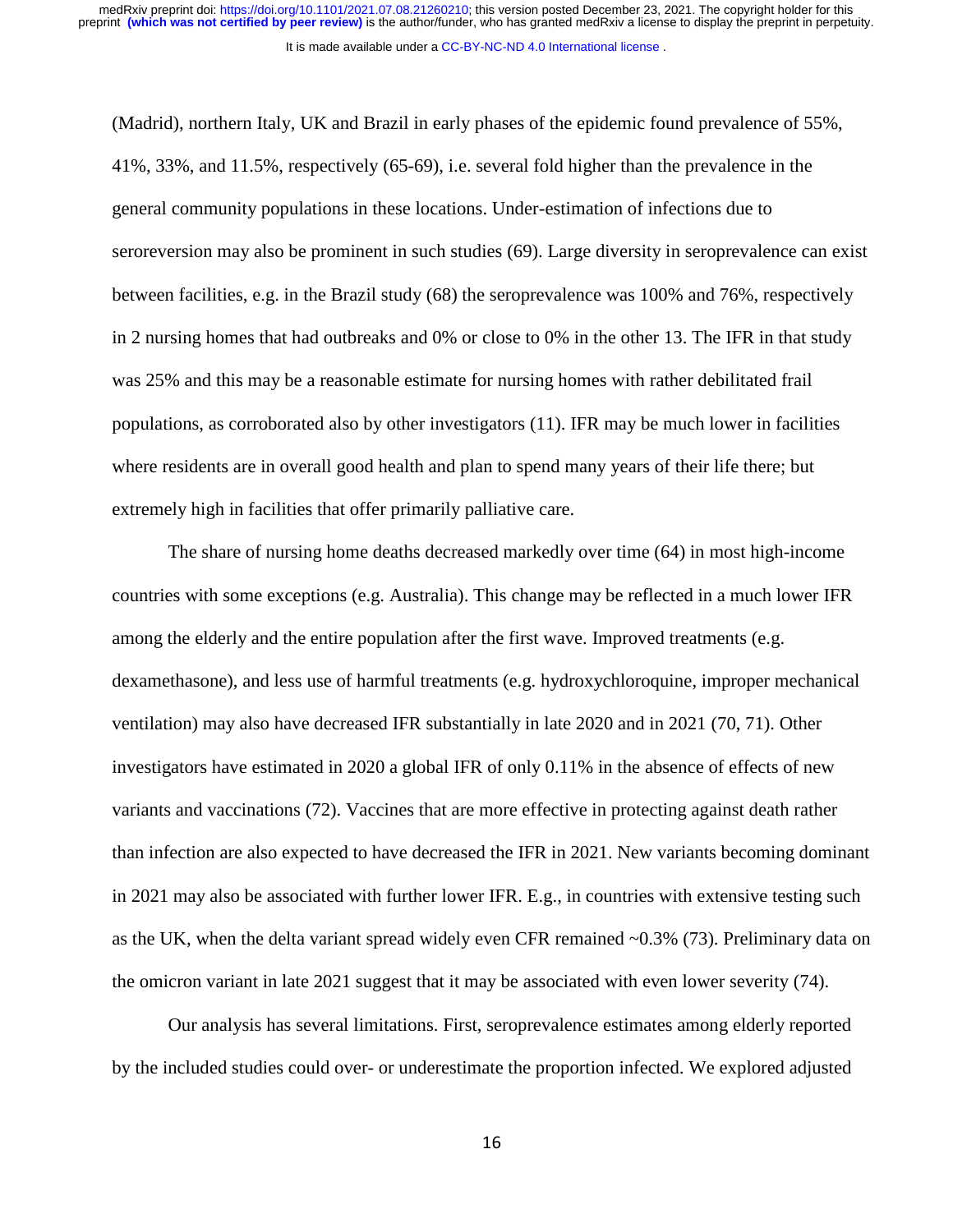(Madrid), northern Italy, UK and Brazil in early phases of the epidemic found prevalence of 55%, 41%, 33%, and 11.5%, respectively (65-69), i.e. several fold higher than the prevalence in the general community populations in these locations. Under-estimation of infections due to seroreversion may also be prominent in such studies (69). Large diversity in seroprevalence can exist between facilities, e.g. in the Brazil study (68) the seroprevalence was 100% and 76%, respectively in 2 nursing homes that had outbreaks and 0% or close to 0% in the other 13. The IFR in that study was 25% and this may be a reasonable estimate for nursing homes with rather debilitated frail populations, as corroborated also by other investigators (11). IFR may be much lower in facilities where residents are in overall good health and plan to spend many years of their life there; but extremely high in facilities that offer primarily palliative care.

The share of nursing home deaths decreased markedly over time (64) in most high-income countries with some exceptions (e.g. Australia). This change may be reflected in a much lower IFR among the elderly and the entire population after the first wave. Improved treatments (e.g. dexamethasone), and less use of harmful treatments (e.g. hydroxychloroquine, improper mechanical ventilation) may also have decreased IFR substantially in late 2020 and in 2021 (70, 71). Other investigators have estimated in 2020 a global IFR of only 0.11% in the absence of effects of new variants and vaccinations (72). Vaccines that are more effective in protecting against death rather than infection are also expected to have decreased the IFR in 2021. New variants becoming dominant in 2021 may also be associated with further lower IFR. E.g., in countries with extensive testing such as the UK, when the delta variant spread widely even CFR remained ~0.3% (73). Preliminary data on the omicron variant in late 2021 suggest that it may be associated with even lower severity (74).

Our analysis has several limitations. First, seroprevalence estimates among elderly reported by the included studies could over- or underestimate the proportion infected. We explored adjusted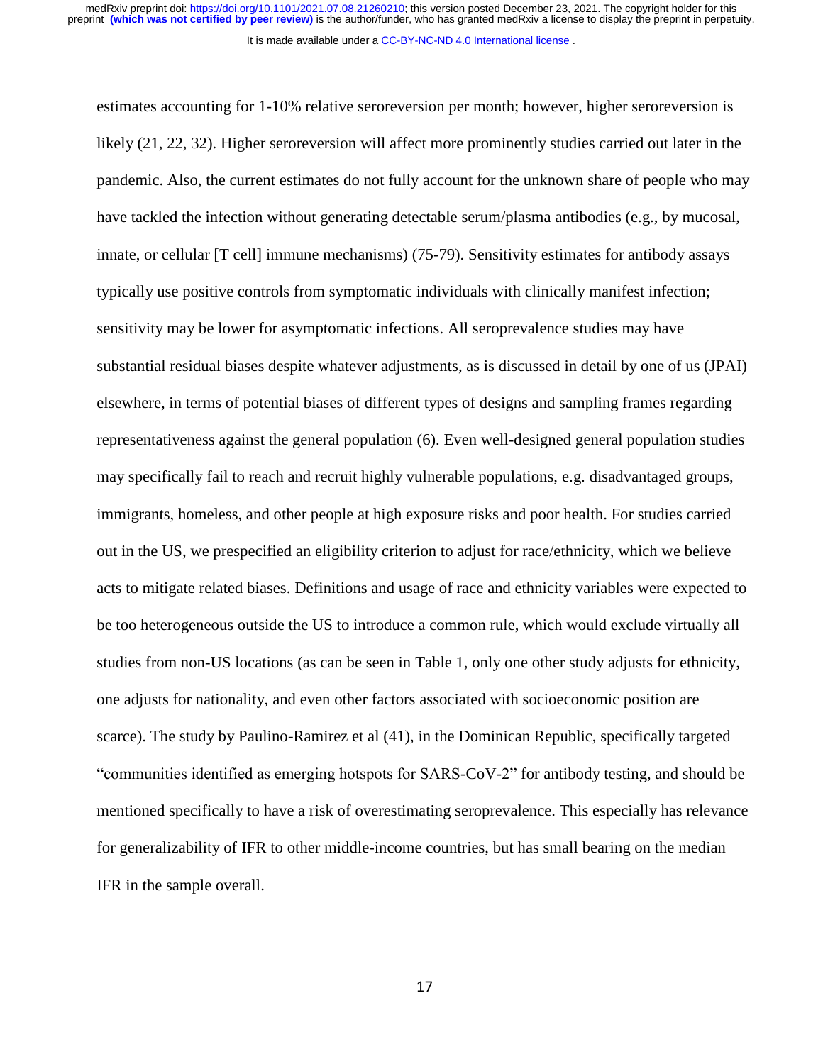estimates accounting for 1-10% relative seroreversion per month; however, higher seroreversion is likely (21, 22, 32). Higher seroreversion will affect more prominently studies carried out later in the pandemic. Also, the current estimates do not fully account for the unknown share of people who may have tackled the infection without generating detectable serum/plasma antibodies (e.g., by mucosal, innate, or cellular [T cell] immune mechanisms) (75-79). Sensitivity estimates for antibody assays typically use positive controls from symptomatic individuals with clinically manifest infection; sensitivity may be lower for asymptomatic infections. All seroprevalence studies may have substantial residual biases despite whatever adjustments, as is discussed in detail by one of us (JPAI) elsewhere, in terms of potential biases of different types of designs and sampling frames regarding representativeness against the general population (6). Even well-designed general population studies may specifically fail to reach and recruit highly vulnerable populations, e.g. disadvantaged groups, immigrants, homeless, and other people at high exposure risks and poor health. For studies carried out in the US, we prespecified an eligibility criterion to adjust for race/ethnicity, which we believe acts to mitigate related biases. Definitions and usage of race and ethnicity variables were expected to be too heterogeneous outside the US to introduce a common rule, which would exclude virtually all studies from non-US locations (as can be seen in Table 1, only one other study adjusts for ethnicity, one adjusts for nationality, and even other factors associated with socioeconomic position are scarce). The study by Paulino-Ramirez et al (41), in the Dominican Republic, specifically targeted "communities identified as emerging hotspots for SARS-CoV-2" for antibody testing, and should be mentioned specifically to have a risk of overestimating seroprevalence. This especially has relevance for generalizability of IFR to other middle-income countries, but has small bearing on the median IFR in the sample overall.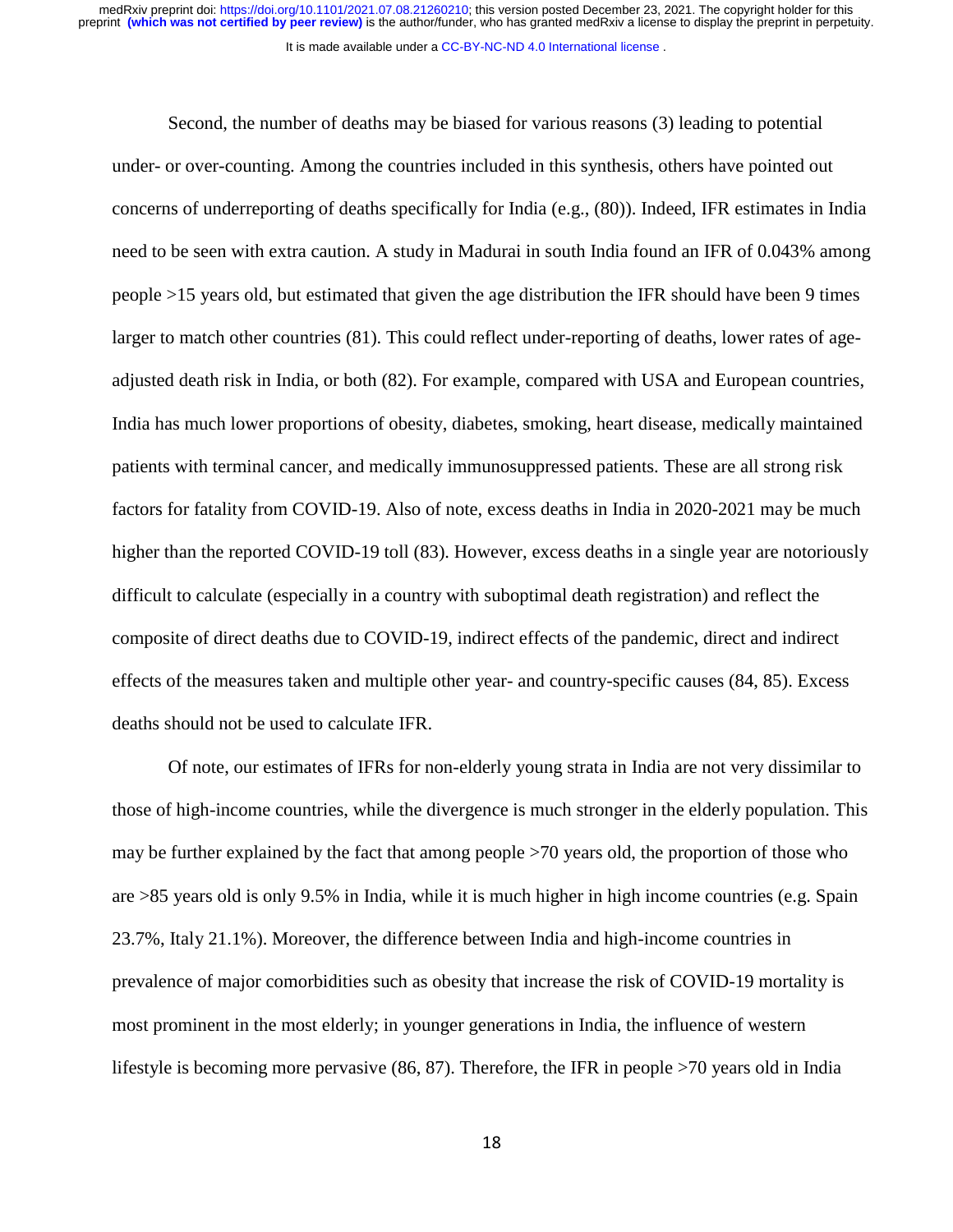Second, the number of deaths may be biased for various reasons (3) leading to potential under- or over-counting. Among the countries included in this synthesis, others have pointed out concerns of underreporting of deaths specifically for India (e.g., (80)). Indeed, IFR estimates in India need to be seen with extra caution. A study in Madurai in south India found an IFR of 0.043% among people >15 years old, but estimated that given the age distribution the IFR should have been 9 times larger to match other countries (81). This could reflect under-reporting of deaths, lower rates of age-adjusted death risk in India, or both (82). For example, compared with USA and European countries, India has much lower proportions of obesity, diabetes, smoking, heart disease, medically maintained patients with terminal cancer, and medically immunosuppressed patients. These are all strong risk factors for fatality from COVID-19. Also of note, excess deaths in India in 2020-2021 may be much higher than the reported COVID-19 toll (83). However, excess deaths in a single year are notoriously difficult to calculate (especially in a country with suboptimal death registration) and reflect the composite of direct deaths due to COVID-19, indirect effects of the pandemic, direct and indirect effects of the measures taken and multiple other year- and country-specific causes (84, 85). Excess deaths should not be used to calculate IFR.

Of note, our estimates of IFRs for non-elderly young strata in India are not very dissimilar to those of high-income countries, while the divergence is much stronger in the elderly population. This may be further explained by the fact that among people >70 years old, the proportion of those who are >85 years old is only 9.5% in India, while it is much higher in high income countries (e.g. Spain 23.7%, Italy 21.1%). Moreover, the difference between India and high-income countries in prevalence of major comorbidities such as obesity that increase the risk of COVID-19 mortality is most prominent in the most elderly; in younger generations in India, the influence of western lifestyle is becoming more pervasive (86, 87). Therefore, the IFR in people >70 years old in India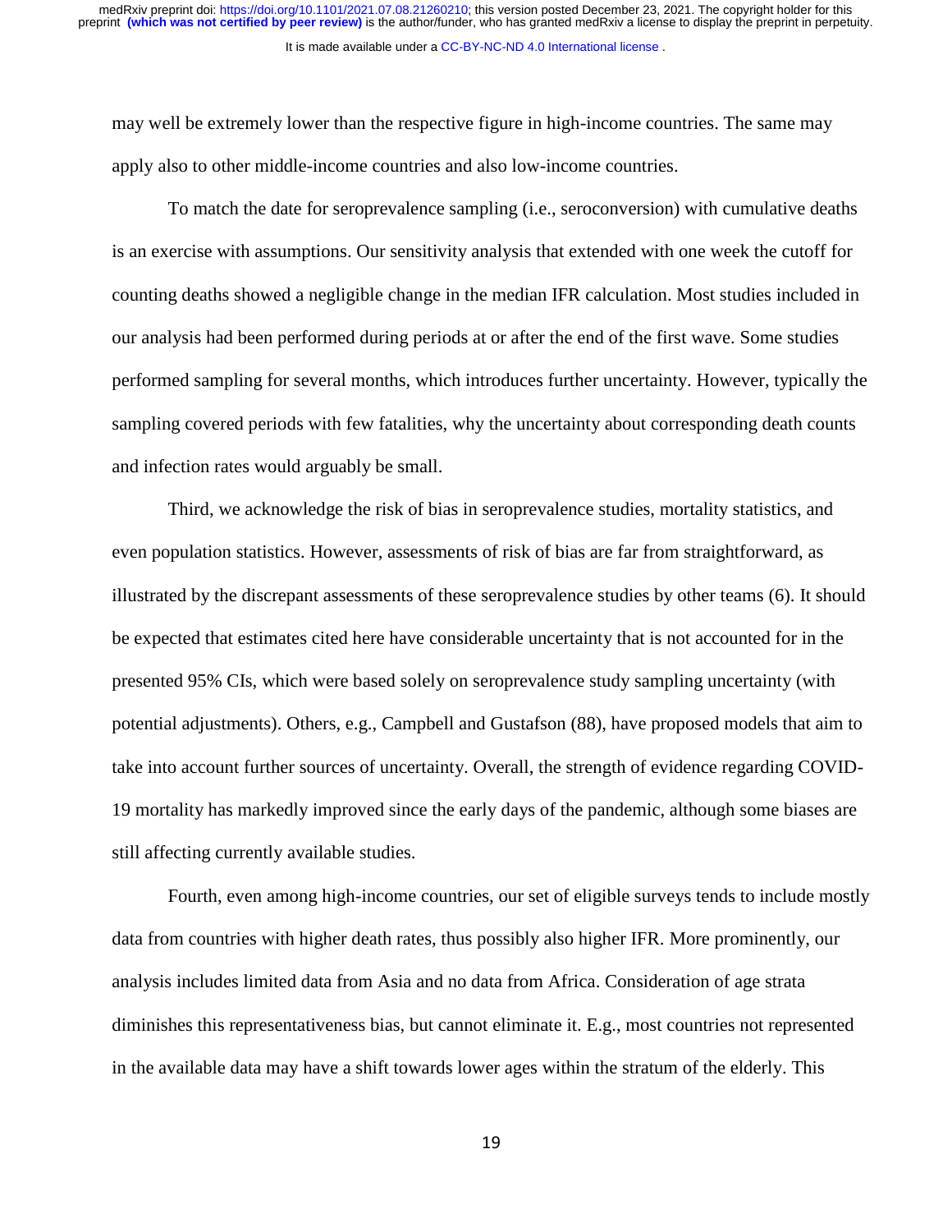may well be extremely lower than the respective figure in high-income countries. The same may apply also to other middle-income countries and also low-income countries.

To match the date for seroprevalence sampling (i.e., seroconversion) with cumulative deaths is an exercise with assumptions. Our sensitivity analysis that extended with one week the cutoff for counting deaths showed a negligible change in the median IFR calculation. Most studies included in our analysis had been performed during periods at or after the end of the first wave. Some studies performed sampling for several months, which introduces further uncertainty. However, typically the sampling covered periods with few fatalities, why the uncertainty about corresponding death counts and infection rates would arguably be small.

Third, we acknowledge the risk of bias in seroprevalence studies, mortality statistics, and even population statistics. However, assessments of risk of bias are far from straightforward, as illustrated by the discrepant assessments of these seroprevalence studies by other teams (6). It should be expected that estimates cited here have considerable uncertainty that is not accounted for in the presented 95% CIs, which were based solely on seroprevalence study sampling uncertainty (with potential adjustments). Others, e.g., Campbell and Gustafson (88), have proposed models that aim to take into account further sources of uncertainty. Overall, the strength of evidence regarding COVID-19 mortality has markedly improved since the early days of the pandemic, although some biases are still affecting currently available studies.

Fourth, even among high-income countries, our set of eligible surveys tends to include mostly data from countries with higher death rates, thus possibly also higher IFR. More prominently, our analysis includes limited data from Asia and no data from Africa. Consideration of age strata diminishes this representativeness bias, but cannot eliminate it. E.g., most countries not represented in the available data may have a shift towards lower ages within the stratum of the elderly. This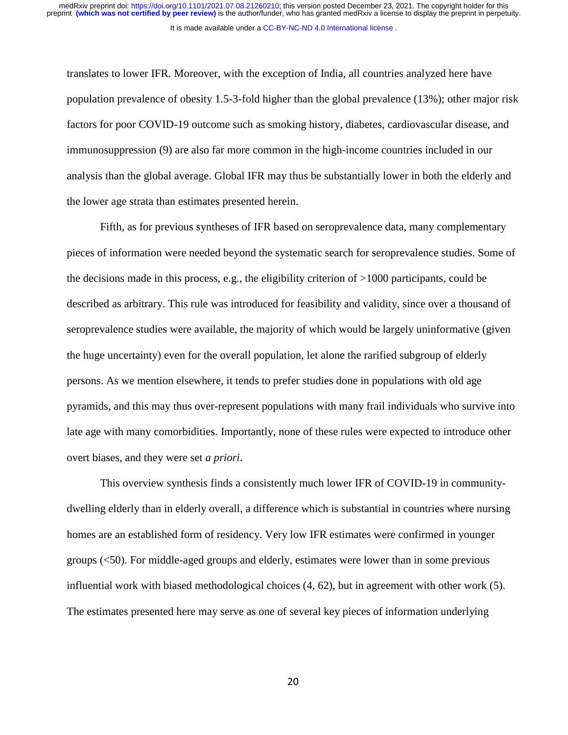translates to lower IFR. Moreover, with the exception of India, all countries analyzed here have population prevalence of obesity 1.5-3-fold higher than the global prevalence (13%); other major risk factors for poor COVID-19 outcome such as smoking history, diabetes, cardiovascular disease, and immunosuppression (9) are also far more common in the high-income countries included in our analysis than the global average. Global IFR may thus be substantially lower in both the elderly and the lower age strata than estimates presented herein.

Fifth, as for previous syntheses of IFR based on seroprevalence data, many complementary pieces of information were needed beyond the systematic search for seroprevalence studies. Some of the decisions made in this process, e.g., the eligibility criterion of >1000 participants, could be described as arbitrary. This rule was introduced for feasibility and validity, since over a thousand of seroprevalence studies were available, the majority of which would be largely uninformative (given the huge uncertainty) even for the overall population, let alone the rarified subgroup of elderly persons. As we mention elsewhere, it tends to prefer studies done in populations with old age pyramids, and this may thus over-represent populations with many frail individuals who survive into late age with many comorbidities. Importantly, none of these rules were expected to introduce other overt biases, and they were set *a priori*.

This overview synthesis finds a consistently much lower IFR of COVID-19 in community-dwelling elderly than in elderly overall, a difference which is substantial in countries where nursing homes are an established form of residency. Very low IFR estimates were confirmed in younger groups (<50). For middle-aged groups and elderly, estimates were lower than in some previous influential work with biased methodological choices (4, 62), but in agreement with other work (5). The estimates presented here may serve as one of several key pieces of information underlying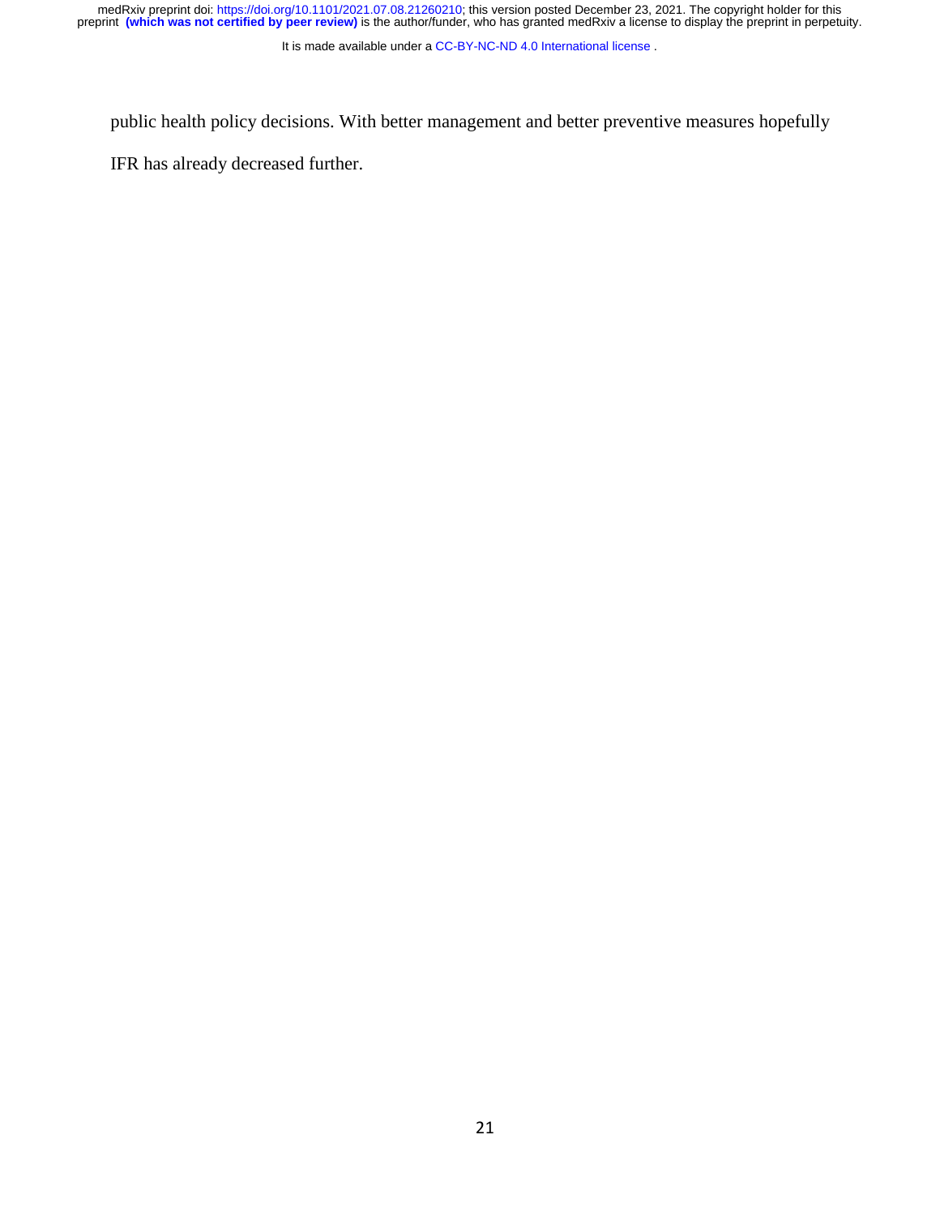public health policy decisions. With better management and better preventive measures hopefully IFR has already decreased further.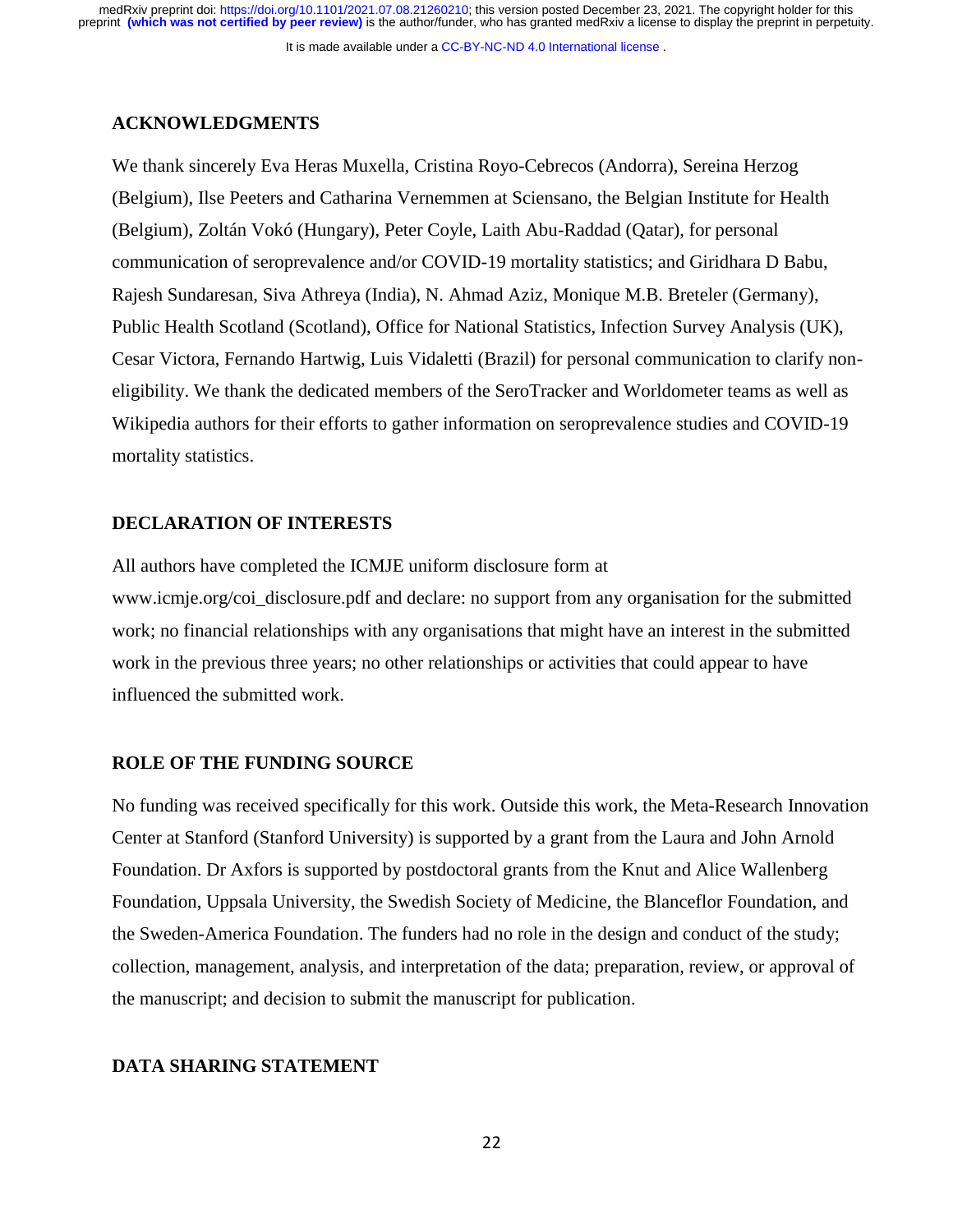## ACKNOWLEDGMENTS

We thank sincerely Eva Heras Muxella, Cristina Royo-Cebrecos (Andorra), Sereina Herzog (Belgium), Ilse Peeters and Catharina Vernemmen at Sciensano, the Belgian Institute for Health (Belgium), Zoltán Vokó (Hungary), Peter Coyle, Laith Abu-Raddad (Qatar), for personal communication of seroprevalence and/or COVID-19 mortality statistics; and Giridhara D Babu, Rajesh Sundaresan, Siva Athreya (India), N. Ahmad Aziz, Monique M.B. Breteler (Germany), Public Health Scotland (Scotland), Office for National Statistics, Infection Survey Analysis (UK), Cesar Victora, Fernando Hartwig, Luis Vidaletti (Brazil) for personal communication to clarify non-eligibility. We thank the dedicated members of the SeroTracker and Worldometer teams as well as Wikipedia authors for their efforts to gather information on seroprevalence studies and COVID-19 mortality statistics.

## DECLARATION OF INTERESTS

All authors have completed the ICMJE uniform disclosure form at www.icmje.org/coi_disclosure.pdf and declare: no support from any organisation for the submitted work; no financial relationships with any organisations that might have an interest in the submitted work in the previous three years; no other relationships or activities that could appear to have influenced the submitted work.

## ROLE OF THE FUNDING SOURCE

No funding was received specifically for this work. Outside this work, the Meta-Research Innovation Center at Stanford (Stanford University) is supported by a grant from the Laura and John Arnold Foundation. Dr Axfors is supported by postdoctoral grants from the Knut and Alice Wallenberg Foundation, Uppsala University, the Swedish Society of Medicine, the Blanceflor Foundation, and the Sweden-America Foundation. The funders had no role in the design and conduct of the study; collection, management, analysis, and interpretation of the data; preparation, review, or approval of the manuscript; and decision to submit the manuscript for publication.

## DATA SHARING STATEMENT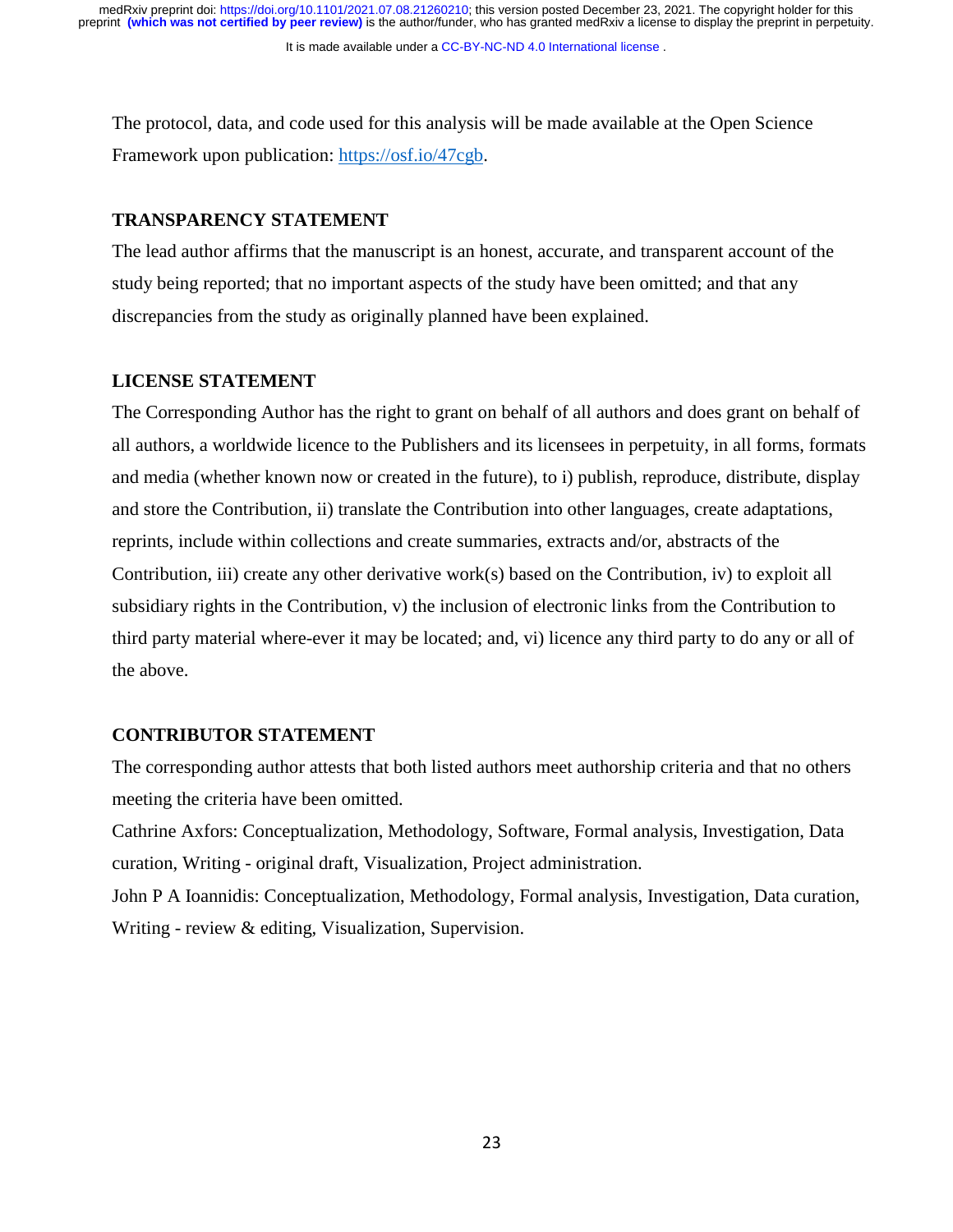The protocol, data, and code used for this analysis will be made available at the Open Science Framework upon publication: https://osf.io/47cgb.

## TRANSPARENCY STATEMENT

The lead author affirms that the manuscript is an honest, accurate, and transparent account of the study being reported; that no important aspects of the study have been omitted; and that any discrepancies from the study as originally planned have been explained.

## LICENSE STATEMENT

The Corresponding Author has the right to grant on behalf of all authors and does grant on behalf of all authors, a worldwide licence to the Publishers and its licensees in perpetuity, in all forms, formats and media (whether known now or created in the future), to i) publish, reproduce, distribute, display and store the Contribution, ii) translate the Contribution into other languages, create adaptations, reprints, include within collections and create summaries, extracts and/or, abstracts of the Contribution, iii) create any other derivative work(s) based on the Contribution, iv) to exploit all subsidiary rights in the Contribution, v) the inclusion of electronic links from the Contribution to third party material where-ever it may be located; and, vi) licence any third party to do any or all of the above.

## CONTRIBUTOR STATEMENT

The corresponding author attests that both listed authors meet authorship criteria and that no others meeting the criteria have been omitted.

Cathrine Axfors: Conceptualization, Methodology, Software, Formal analysis, Investigation, Data curation, Writing - original draft, Visualization, Project administration.

John P A Ioannidis: Conceptualization, Methodology, Formal analysis, Investigation, Data curation, Writing - review & editing, Visualization, Supervision.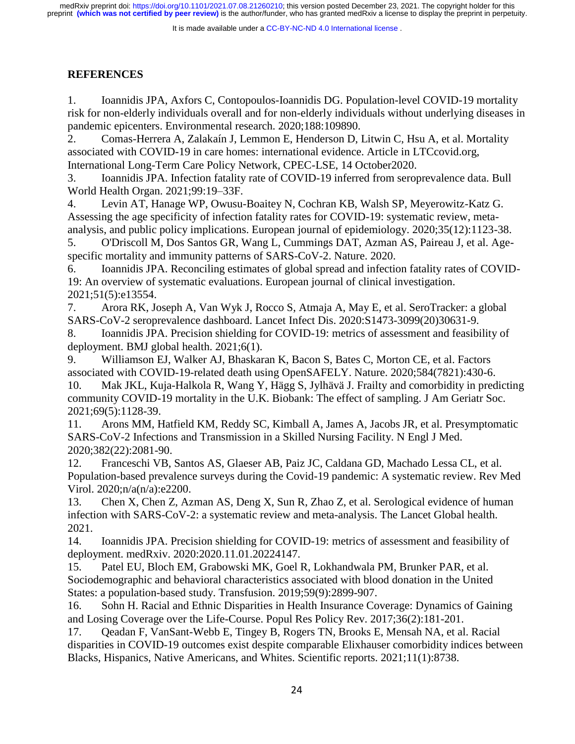## REFERENCES

1. Ioannidis JPA, Axfors C, Contopoulos-Ioannidis DG. Population-level COVID-19 mortality risk for non-elderly individuals overall and for non-elderly individuals without underlying diseases in pandemic epicenters. Environmental research. 2020;188:109890.
2. Comas-Herrera A, Zalakaín J, Lemmon E, Henderson D, Litwin C, Hsu A, et al. Mortality associated with COVID-19 in care homes: international evidence. Article in LTCcovid.org, International Long-Term Care Policy Network, CPEC-LSE, 14 October2020.
3. Ioannidis JPA. Infection fatality rate of COVID-19 inferred from seroprevalence data. Bull World Health Organ. 2021;99:19–33F.
4. Levin AT, Hanage WP, Owusu-Boaitey N, Cochran KB, Walsh SP, Meyerowitz-Katz G. Assessing the age specificity of infection fatality rates for COVID-19: systematic review, meta-analysis, and public policy implications. European journal of epidemiology. 2020;35(12):1123-38.
5. O'Driscoll M, Dos Santos GR, Wang L, Cummings DAT, Azman AS, Paireau J, et al. Age-specific mortality and immunity patterns of SARS-CoV-2. Nature. 2020.
6. Ioannidis JPA. Reconciling estimates of global spread and infection fatality rates of COVID-19: An overview of systematic evaluations. European journal of clinical investigation. 2021;51(5):e13554.
7. Arora RK, Joseph A, Van Wyk J, Rocco S, Atmaja A, May E, et al. SeroTracker: a global SARS-CoV-2 seroprevalence dashboard. Lancet Infect Dis. 2020:S1473-3099(20)30631-9.
8. Ioannidis JPA. Precision shielding for COVID-19: metrics of assessment and feasibility of deployment. BMJ global health. 2021;6(1).
9. Williamson EJ, Walker AJ, Bhaskaran K, Bacon S, Bates C, Morton CE, et al. Factors associated with COVID-19-related death using OpenSAFELY. Nature. 2020;584(7821):430-6.
10. Mak JKL, Kuja-Halkola R, Wang Y, Hägg S, Jylhävä J. Frailty and comorbidity in predicting community COVID-19 mortality in the U.K. Biobank: The effect of sampling. J Am Geriatr Soc. 2021;69(5):1128-39.
11. Arons MM, Hatfield KM, Reddy SC, Kimball A, James A, Jacobs JR, et al. Presymptomatic SARS-CoV-2 Infections and Transmission in a Skilled Nursing Facility. N Engl J Med. 2020;382(22):2081-90.
12. Franceschi VB, Santos AS, Glaeser AB, Paiz JC, Caldana GD, Machado Lessa CL, et al. Population-based prevalence surveys during the Covid-19 pandemic: A systematic review. Rev Med Virol. 2020;n/a(n/a):e2200.
13. Chen X, Chen Z, Azman AS, Deng X, Sun R, Zhao Z, et al. Serological evidence of human infection with SARS-CoV-2: a systematic review and meta-analysis. The Lancet Global health. 2021.
14. Ioannidis JPA. Precision shielding for COVID-19: metrics of assessment and feasibility of deployment. medRxiv. 2020:2020.11.01.20224147.
15. Patel EU, Bloch EM, Grabowski MK, Goel R, Lokhandwala PM, Brunker PAR, et al. Sociodemographic and behavioral characteristics associated with blood donation in the United States: a population-based study. Transfusion. 2019;59(9):2899-907.
16. Sohn H. Racial and Ethnic Disparities in Health Insurance Coverage: Dynamics of Gaining and Losing Coverage over the Life-Course. Popul Res Policy Rev. 2017;36(2):181-201.
17. Qeadan F, VanSant-Webb E, Tingey B, Rogers TN, Brooks E, Mensah NA, et al. Racial disparities in COVID-19 outcomes exist despite comparable Elixhauser comorbidity indices between Blacks, Hispanics, Native Americans, and Whites. Scientific reports. 2021;11(1):8738.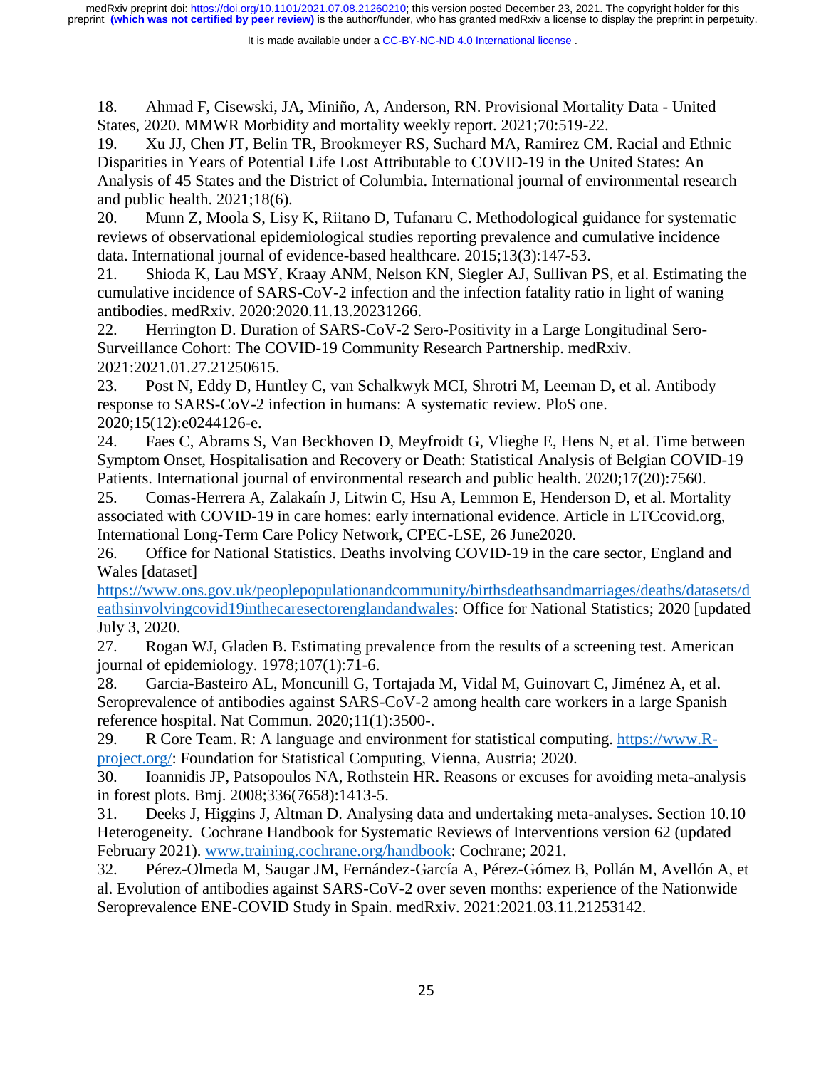18. Ahmad F, Cisewski, JA, Miniño, A, Anderson, RN. Provisional Mortality Data - United States, 2020. MMWR Morbidity and mortality weekly report. 2021;70:519-22.
19. Xu JJ, Chen JT, Belin TR, Brookmeyer RS, Suchard MA, Ramirez CM. Racial and Ethnic Disparities in Years of Potential Life Lost Attributable to COVID-19 in the United States: An Analysis of 45 States and the District of Columbia. International journal of environmental research and public health. 2021;18(6).
20. Munn Z, Moola S, Lisy K, Riitano D, Tufanaru C. Methodological guidance for systematic reviews of observational epidemiological studies reporting prevalence and cumulative incidence data. International journal of evidence-based healthcare. 2015;13(3):147-53.
21. Shioda K, Lau MSY, Kraay ANM, Nelson KN, Siegler AJ, Sullivan PS, et al. Estimating the cumulative incidence of SARS-CoV-2 infection and the infection fatality ratio in light of waning antibodies. medRxiv. 2020:2020.11.13.20231266.
22. Herrington D. Duration of SARS-CoV-2 Sero-Positivity in a Large Longitudinal Sero-Surveillance Cohort: The COVID-19 Community Research Partnership. medRxiv. 2021:2021.01.27.21250615.
23. Post N, Eddy D, Huntley C, van Schalkwyk MCI, Shrotri M, Leeman D, et al. Antibody response to SARS-CoV-2 infection in humans: A systematic review. PloS one. 2020;15(12):e0244126-e.
24. Faes C, Abrams S, Van Beckhoven D, Meyfroidt G, Vlieghe E, Hens N, et al. Time between Symptom Onset, Hospitalisation and Recovery or Death: Statistical Analysis of Belgian COVID-19 Patients. International journal of environmental research and public health. 2020;17(20):7560.
25. Comas-Herrera A, Zalakaín J, Litwin C, Hsu A, Lemmon E, Henderson D, et al. Mortality associated with COVID-19 in care homes: early international evidence. Article in LTCcovid.org, International Long-Term Care Policy Network, CPEC-LSE, 26 June2020.
26. Office for National Statistics. Deaths involving COVID-19 in the care sector, England and Wales [dataset] https://www.ons.gov.uk/peoplepopulationandcommunity/birthsdeathsandmarriages/deaths/datasets/deathsinvolvingcovid19inthecaresectorenglandandwales: Office for National Statistics; 2020 [updated July 3, 2020.
27. Rogan WJ, Gladen B. Estimating prevalence from the results of a screening test. American journal of epidemiology. 1978;107(1):71-6.
28. Garcia-Basteiro AL, Moncunill G, Tortajada M, Vidal M, Guinovart C, Jiménez A, et al. Seroprevalence of antibodies against SARS-CoV-2 among health care workers in a large Spanish reference hospital. Nat Commun. 2020;11(1):3500-.
29. R Core Team. R: A language and environment for statistical computing. https://www.R-project.org/: Foundation for Statistical Computing, Vienna, Austria; 2020.
30. Ioannidis JP, Patsopoulos NA, Rothstein HR. Reasons or excuses for avoiding meta-analysis in forest plots. Bmj. 2008;336(7658):1413-5.
31. Deeks J, Higgins J, Altman D. Analysing data and undertaking meta-analyses. Section 10.10 Heterogeneity. Cochrane Handbook for Systematic Reviews of Interventions version 62 (updated February 2021). www.training.cochrane.org/handbook: Cochrane; 2021.
32. Pérez-Olmeda M, Saugar JM, Fernández-García A, Pérez-Gómez B, Pollán M, Avellón A, et al. Evolution of antibodies against SARS-CoV-2 over seven months: experience of the Nationwide Seroprevalence ENE-COVID Study in Spain. medRxiv. 2021:2021.03.11.21253142.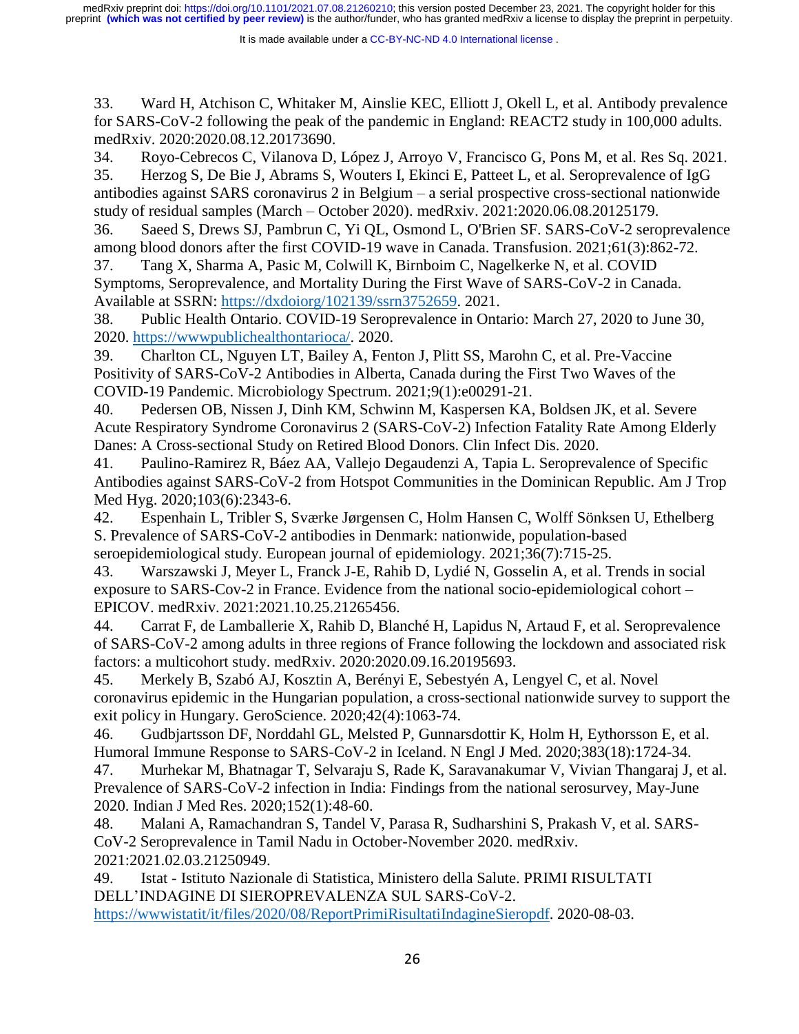33. Ward H, Atchison C, Whitaker M, Ainslie KEC, Elliott J, Okell L, et al. Antibody prevalence for SARS-CoV-2 following the peak of the pandemic in England: REACT2 study in 100,000 adults. medRxiv. 2020:2020.08.12.20173690.

34. Royo-Cebrecos C, Vilanova D, López J, Arroyo V, Francisco G, Pons M, et al. Res Sq. 2021.

35. Herzog S, De Bie J, Abrams S, Wouters I, Ekinci E, Patteet L, et al. Seroprevalence of IgG antibodies against SARS coronavirus 2 in Belgium – a serial prospective cross-sectional nationwide study of residual samples (March – October 2020). medRxiv. 2021:2020.06.08.20125179.

36. Saeed S, Drews SJ, Pambrun C, Yi QL, Osmond L, O'Brien SF. SARS-CoV-2 seroprevalence among blood donors after the first COVID-19 wave in Canada. Transfusion. 2021;61(3):862-72.

37. Tang X, Sharma A, Pasic M, Colwill K, Birnboim C, Nagelkerke N, et al. COVID Symptoms, Seroprevalence, and Mortality During the First Wave of SARS-CoV-2 in Canada. Available at SSRN: https://dxdoiorg/102139/ssrn3752659. 2021.

38. Public Health Ontario. COVID-19 Seroprevalence in Ontario: March 27, 2020 to June 30, 2020. https://wwwpublichealthontarioca/. 2020.

39. Charlton CL, Nguyen LT, Bailey A, Fenton J, Plitt SS, Marohn C, et al. Pre-Vaccine Positivity of SARS-CoV-2 Antibodies in Alberta, Canada during the First Two Waves of the COVID-19 Pandemic. Microbiology Spectrum. 2021;9(1):e00291-21.

40. Pedersen OB, Nissen J, Dinh KM, Schwinn M, Kaspersen KA, Boldsen JK, et al. Severe Acute Respiratory Syndrome Coronavirus 2 (SARS-CoV-2) Infection Fatality Rate Among Elderly Danes: A Cross-sectional Study on Retired Blood Donors. Clin Infect Dis. 2020.

41. Paulino-Ramirez R, Báez AA, Vallejo Degaudenzi A, Tapia L. Seroprevalence of Specific Antibodies against SARS-CoV-2 from Hotspot Communities in the Dominican Republic. Am J Trop Med Hyg. 2020;103(6):2343-6.

42. Espenhain L, Tribler S, Særke Jørgensen C, Holm Hansen C, Wolff Sönksen U, Ethelberg S. Prevalence of SARS-CoV-2 antibodies in Denmark: nationwide, population-based seroepidemiological study. European journal of epidemiology. 2021;36(7):715-25.

43. Warszawski J, Meyer L, Franck J-E, Rahib D, Lydié N, Gosselin A, et al. Trends in social exposure to SARS-Cov-2 in France. Evidence from the national socio-epidemiological cohort – EPICOV. medRxiv. 2021:2021.10.25.21265456.

44. Carrat F, de Lamballerie X, Rahib D, Blanché H, Lapidus N, Artaud F, et al. Seroprevalence of SARS-CoV-2 among adults in three regions of France following the lockdown and associated risk factors: a multicohort study. medRxiv. 2020:2020.09.16.20195693.

45. Merkely B, Szabó AJ, Kosztin A, Berényi E, Sebestyén A, Lengyel C, et al. Novel coronavirus epidemic in the Hungarian population, a cross-sectional nationwide survey to support the exit policy in Hungary. GeroScience. 2020;42(4):1063-74.

46. Gudbjartsson DF, Norddahl GL, Melsted P, Gunnarsdottir K, Holm H, Eythorsson E, et al. Humoral Immune Response to SARS-CoV-2 in Iceland. N Engl J Med. 2020;383(18):1724-34.

47. Murhekar M, Bhatnagar T, Selvaraju S, Rade K, Saravanakumar V, Vivian Thangaraj J, et al. Prevalence of SARS-CoV-2 infection in India: Findings from the national serosurvey, May-June 2020. Indian J Med Res. 2020;152(1):48-60.

48. Malani A, Ramachandran S, Tandel V, Parasa R, Sudharshini S, Prakash V, et al. SARS-CoV-2 Seroprevalence in Tamil Nadu in October-November 2020. medRxiv. 2021:2021.02.03.21250949.

49. Istat - Istituto Nazionale di Statistica, Ministero della Salute. PRIMI RISULTATI DELL'INDAGINE DI SIEROPREVALENZA SUL SARS-CoV-2. https://wwwistatit/it/files/2020/08/ReportPrimiRisultatiIndagineSieropdf. 2020-08-03.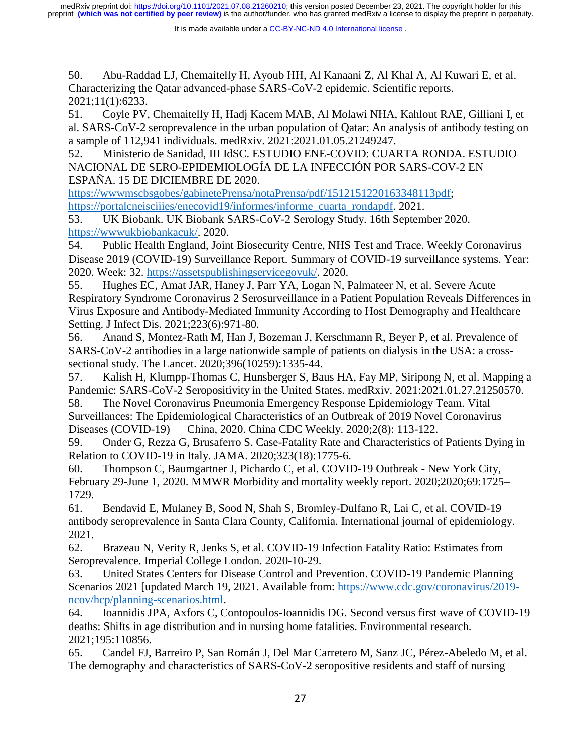50. Abu-Raddad LJ, Chemaitelly H, Ayoub HH, Al Kanaani Z, Al Khal A, Al Kuwari E, et al. Characterizing the Qatar advanced-phase SARS-CoV-2 epidemic. Scientific reports. 2021;11(1):6233.

51. Coyle PV, Chemaitelly H, Hadj Kacem MAB, Al Molawi NHA, Kahlout RAE, Gilliani I, et al. SARS-CoV-2 seroprevalence in the urban population of Qatar: An analysis of antibody testing on a sample of 112,941 individuals. medRxiv. 2021:2021.01.05.21249247.

52. Ministerio de Sanidad, III IdSC. ESTUDIO ENE-COVID: CUARTA RONDA. ESTUDIO NACIONAL DE SERO-EPIDEMIOLOGÍA DE LA INFECCIÓN POR SARS-COV-2 EN ESPAÑA. 15 DE DICIEMBRE DE 2020. https://wwwmscbsgobes/gabinetePrensa/notaPrensa/pdf/1512151220163348113pdf; https://portalcneisciiies/enecovid19/informes/informe_cuarta_rondapdf. 2021.

53. UK Biobank. UK Biobank SARS-CoV-2 Serology Study. 16th September 2020. https://wwwukbiobankacuk/. 2020.

54. Public Health England, Joint Biosecurity Centre, NHS Test and Trace. Weekly Coronavirus Disease 2019 (COVID-19) Surveillance Report. Summary of COVID-19 surveillance systems. Year: 2020. Week: 32. https://assetspublishingservicegovuk/. 2020.

55. Hughes EC, Amat JAR, Haney J, Parr YA, Logan N, Palmateer N, et al. Severe Acute Respiratory Syndrome Coronavirus 2 Serosurveillance in a Patient Population Reveals Differences in Virus Exposure and Antibody-Mediated Immunity According to Host Demography and Healthcare Setting. J Infect Dis. 2021;223(6):971-80.

56. Anand S, Montez-Rath M, Han J, Bozeman J, Kerschmann R, Beyer P, et al. Prevalence of SARS-CoV-2 antibodies in a large nationwide sample of patients on dialysis in the USA: a cross-sectional study. The Lancet. 2020;396(10259):1335-44.

57. Kalish H, Klumpp-Thomas C, Hunsberger S, Baus HA, Fay MP, Siripong N, et al. Mapping a Pandemic: SARS-CoV-2 Seropositivity in the United States. medRxiv. 2021:2021.01.27.21250570.

58. The Novel Coronavirus Pneumonia Emergency Response Epidemiology Team. Vital Surveillances: The Epidemiological Characteristics of an Outbreak of 2019 Novel Coronavirus Diseases (COVID-19) — China, 2020. China CDC Weekly. 2020;2(8): 113-122.

59. Onder G, Rezza G, Brusaferro S. Case-Fatality Rate and Characteristics of Patients Dying in Relation to COVID-19 in Italy. JAMA. 2020;323(18):1775-6.

60. Thompson C, Baumgartner J, Pichardo C, et al. COVID-19 Outbreak - New York City, February 29-June 1, 2020. MMWR Morbidity and mortality weekly report. 2020;2020;69:1725–1729.

61. Bendavid E, Mulaney B, Sood N, Shah S, Bromley-Dulfano R, Lai C, et al. COVID-19 antibody seroprevalence in Santa Clara County, California. International journal of epidemiology. 2021.

62. Brazeau N, Verity R, Jenks S, et al. COVID-19 Infection Fatality Ratio: Estimates from Seroprevalence. Imperial College London. 2020-10-29.

63. United States Centers for Disease Control and Prevention. COVID-19 Pandemic Planning Scenarios 2021 [updated March 19, 2021. Available from: https://www.cdc.gov/coronavirus/2019-ncov/hcp/planning-scenarios.html.

64. Ioannidis JPA, Axfors C, Contopoulos-Ioannidis DG. Second versus first wave of COVID-19 deaths: Shifts in age distribution and in nursing home fatalities. Environmental research. 2021;195:110856.

65. Candel FJ, Barreiro P, San Román J, Del Mar Carretero M, Sanz JC, Pérez-Abeledo M, et al. The demography and characteristics of SARS-CoV-2 seropositive residents and staff of nursing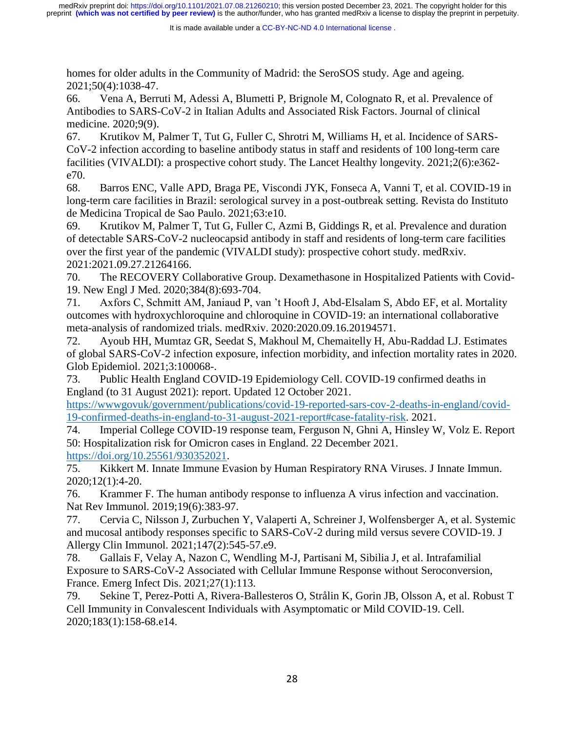homes for older adults in the Community of Madrid: the SeroSOS study. Age and ageing. 2021;50(4):1038-47.

66. Vena A, Berruti M, Adessi A, Blumetti P, Brignole M, Colognato R, et al. Prevalence of Antibodies to SARS-CoV-2 in Italian Adults and Associated Risk Factors. Journal of clinical medicine. 2020;9(9).

67. Krutikov M, Palmer T, Tut G, Fuller C, Shrotri M, Williams H, et al. Incidence of SARS-CoV-2 infection according to baseline antibody status in staff and residents of 100 long-term care facilities (VIVALDI): a prospective cohort study. The Lancet Healthy longevity. 2021;2(6):e362-e70.

68. Barros ENC, Valle APD, Braga PE, Viscondi JYK, Fonseca A, Vanni T, et al. COVID-19 in long-term care facilities in Brazil: serological survey in a post-outbreak setting. Revista do Instituto de Medicina Tropical de Sao Paulo. 2021;63:e10.

69. Krutikov M, Palmer T, Tut G, Fuller C, Azmi B, Giddings R, et al. Prevalence and duration of detectable SARS-CoV-2 nucleocapsid antibody in staff and residents of long-term care facilities over the first year of the pandemic (VIVALDI study): prospective cohort study. medRxiv. 2021:2021.09.27.21264166.

70. The RECOVERY Collaborative Group. Dexamethasone in Hospitalized Patients with Covid-19. New Engl J Med. 2020;384(8):693-704.

71. Axfors C, Schmitt AM, Janiaud P, van 't Hooft J, Abd-Elsalam S, Abdo EF, et al. Mortality outcomes with hydroxychloroquine and chloroquine in COVID-19: an international collaborative meta-analysis of randomized trials. medRxiv. 2020:2020.09.16.20194571.

72. Ayoub HH, Mumtaz GR, Seedat S, Makhoul M, Chemaitelly H, Abu-Raddad LJ. Estimates of global SARS-CoV-2 infection exposure, infection morbidity, and infection mortality rates in 2020. Glob Epidemiol. 2021;3:100068-.

73. Public Health England COVID-19 Epidemiology Cell. COVID-19 confirmed deaths in England (to 31 August 2021): report. Updated 12 October 2021. https://wwwgovuk/government/publications/covid-19-reported-sars-cov-2-deaths-in-england/covid-19-confirmed-deaths-in-england-to-31-august-2021-report#case-fatality-risk. 2021.

74. Imperial College COVID-19 response team, Ferguson N, Ghni A, Hinsley W, Volz E. Report 50: Hospitalization risk for Omicron cases in England. 22 December 2021. https://doi.org/10.25561/930352021.

75. Kikkert M. Innate Immune Evasion by Human Respiratory RNA Viruses. J Innate Immun. 2020;12(1):4-20.

76. Krammer F. The human antibody response to influenza A virus infection and vaccination. Nat Rev Immunol. 2019;19(6):383-97.

77. Cervia C, Nilsson J, Zurbuchen Y, Valaperti A, Schreiner J, Wolfensberger A, et al. Systemic and mucosal antibody responses specific to SARS-CoV-2 during mild versus severe COVID-19. J Allergy Clin Immunol. 2021;147(2):545-57.e9.

78. Gallais F, Velay A, Nazon C, Wendling M-J, Partisani M, Sibilia J, et al. Intrafamilial Exposure to SARS-CoV-2 Associated with Cellular Immune Response without Seroconversion, France. Emerg Infect Dis. 2021;27(1):113.

79. Sekine T, Perez-Potti A, Rivera-Ballesteros O, Strålin K, Gorin JB, Olsson A, et al. Robust T Cell Immunity in Convalescent Individuals with Asymptomatic or Mild COVID-19. Cell. 2020;183(1):158-68.e14.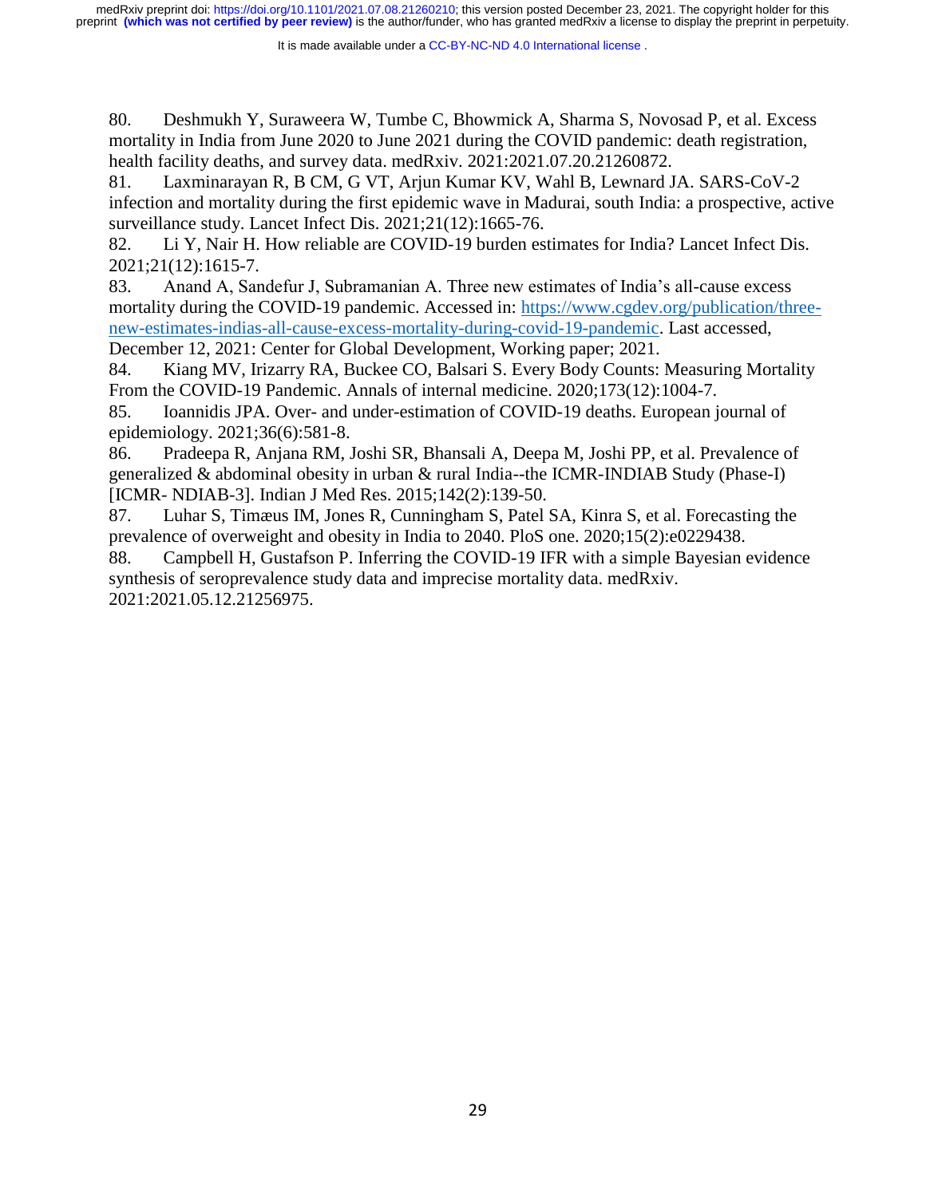80. Deshmukh Y, Suraweera W, Tumbe C, Bhowmick A, Sharma S, Novosad P, et al. Excess mortality in India from June 2020 to June 2021 during the COVID pandemic: death registration, health facility deaths, and survey data. medRxiv. 2021:2021.07.20.21260872.

81. Laxminarayan R, B CM, G VT, Arjun Kumar KV, Wahl B, Lewnard JA. SARS-CoV-2 infection and mortality during the first epidemic wave in Madurai, south India: a prospective, active surveillance study. Lancet Infect Dis. 2021;21(12):1665-76.

82. Li Y, Nair H. How reliable are COVID-19 burden estimates for India? Lancet Infect Dis. 2021;21(12):1615-7.

83. Anand A, Sandefur J, Subramanian A. Three new estimates of India's all-cause excess mortality during the COVID-19 pandemic. Accessed in: https://www.cgdev.org/publication/three-new-estimates-indias-all-cause-excess-mortality-during-covid-19-pandemic. Last accessed, December 12, 2021: Center for Global Development, Working paper; 2021.

84. Kiang MV, Irizarry RA, Buckee CO, Balsari S. Every Body Counts: Measuring Mortality From the COVID-19 Pandemic. Annals of internal medicine. 2020;173(12):1004-7.

85. Ioannidis JPA. Over- and under-estimation of COVID-19 deaths. European journal of epidemiology. 2021;36(6):581-8.

86. Pradeepa R, Anjana RM, Joshi SR, Bhansali A, Deepa M, Joshi PP, et al. Prevalence of generalized & abdominal obesity in urban & rural India--the ICMR-INDIAB Study (Phase-I) [ICMR- NDIAB-3]. Indian J Med Res. 2015;142(2):139-50.

87. Luhar S, Timæus IM, Jones R, Cunningham S, Patel SA, Kinra S, et al. Forecasting the prevalence of overweight and obesity in India to 2040. PloS one. 2020;15(2):e0229438.

88. Campbell H, Gustafson P. Inferring the COVID-19 IFR with a simple Bayesian evidence synthesis of seroprevalence study data and imprecise mortality data. medRxiv. 2021:2021.05.12.21256975.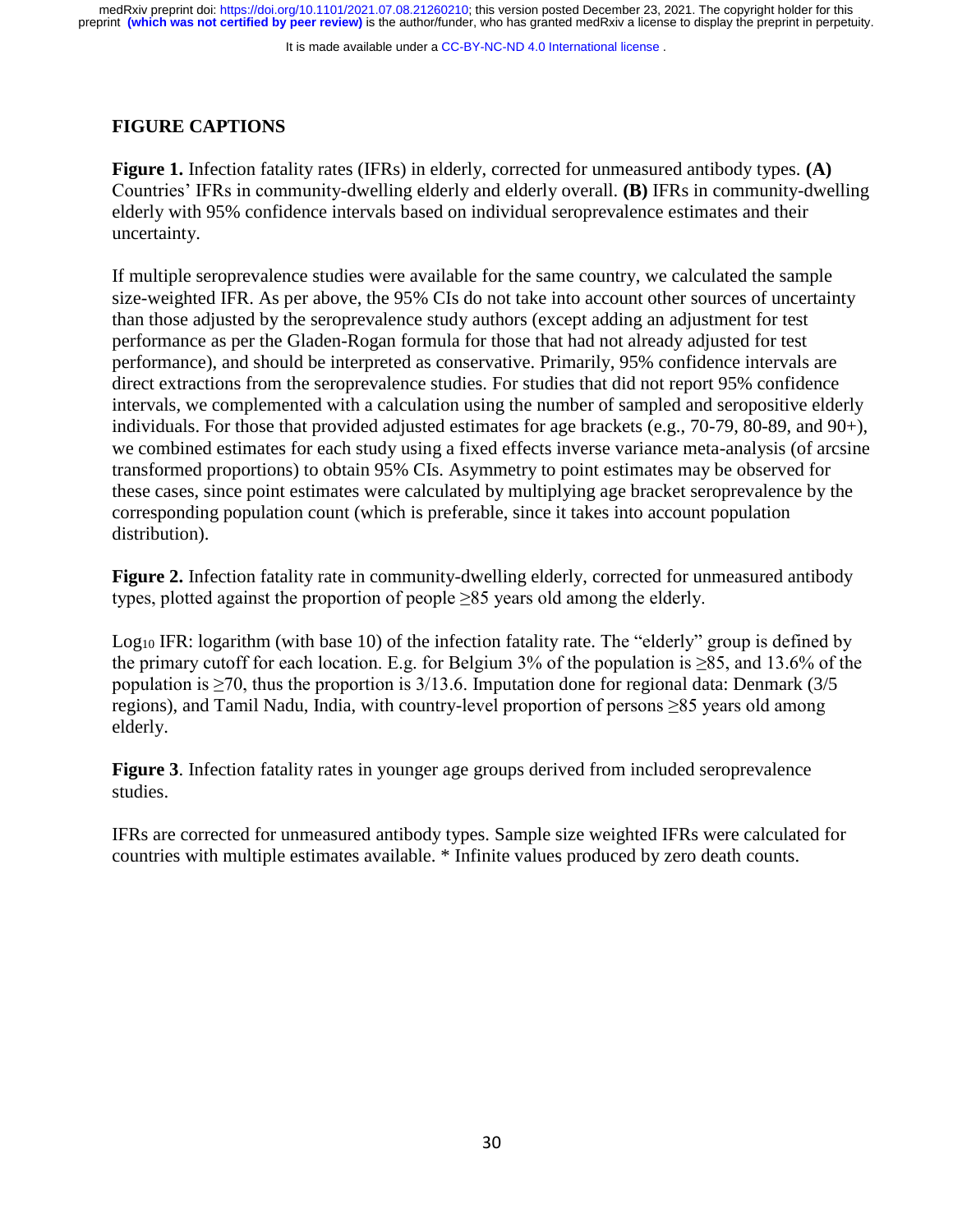## FIGURE CAPTIONS

**Figure 1.** Infection fatality rates (IFRs) in elderly, corrected for unmeasured antibody types. **(A)** Countries' IFRs in community-dwelling elderly and elderly overall. **(B)** IFRs in community-dwelling elderly with 95% confidence intervals based on individual seroprevalence estimates and their uncertainty.

If multiple seroprevalence studies were available for the same country, we calculated the sample size-weighted IFR. As per above, the 95% CIs do not take into account other sources of uncertainty than those adjusted by the seroprevalence study authors (except adding an adjustment for test performance as per the Gladen-Rogan formula for those that had not already adjusted for test performance), and should be interpreted as conservative. Primarily, 95% confidence intervals are direct extractions from the seroprevalence studies. For studies that did not report 95% confidence intervals, we complemented with a calculation using the number of sampled and seropositive elderly individuals. For those that provided adjusted estimates for age brackets (e.g., 70-79, 80-89, and 90+), we combined estimates for each study using a fixed effects inverse variance meta-analysis (of arcsine transformed proportions) to obtain 95% CIs. Asymmetry to point estimates may be observed for these cases, since point estimates were calculated by multiplying age bracket seroprevalence by the corresponding population count (which is preferable, since it takes into account population distribution).

**Figure 2.** Infection fatality rate in community-dwelling elderly, corrected for unmeasured antibody types, plotted against the proportion of people ≥85 years old among the elderly.

$\text{Log}_{10}$ IFR: logarithm (with base 10) of the infection fatality rate. The "elderly" group is defined by the primary cutoff for each location. E.g. for Belgium 3% of the population is ≥85, and 13.6% of the population is ≥70, thus the proportion is 3/13.6. Imputation done for regional data: Denmark (3/5 regions), and Tamil Nadu, India, with country-level proportion of persons ≥85 years old among elderly.

**Figure 3**. Infection fatality rates in younger age groups derived from included seroprevalence studies.

IFRs are corrected for unmeasured antibody types. Sample size weighted IFRs were calculated for countries with multiple estimates available. * Infinite values produced by zero death counts.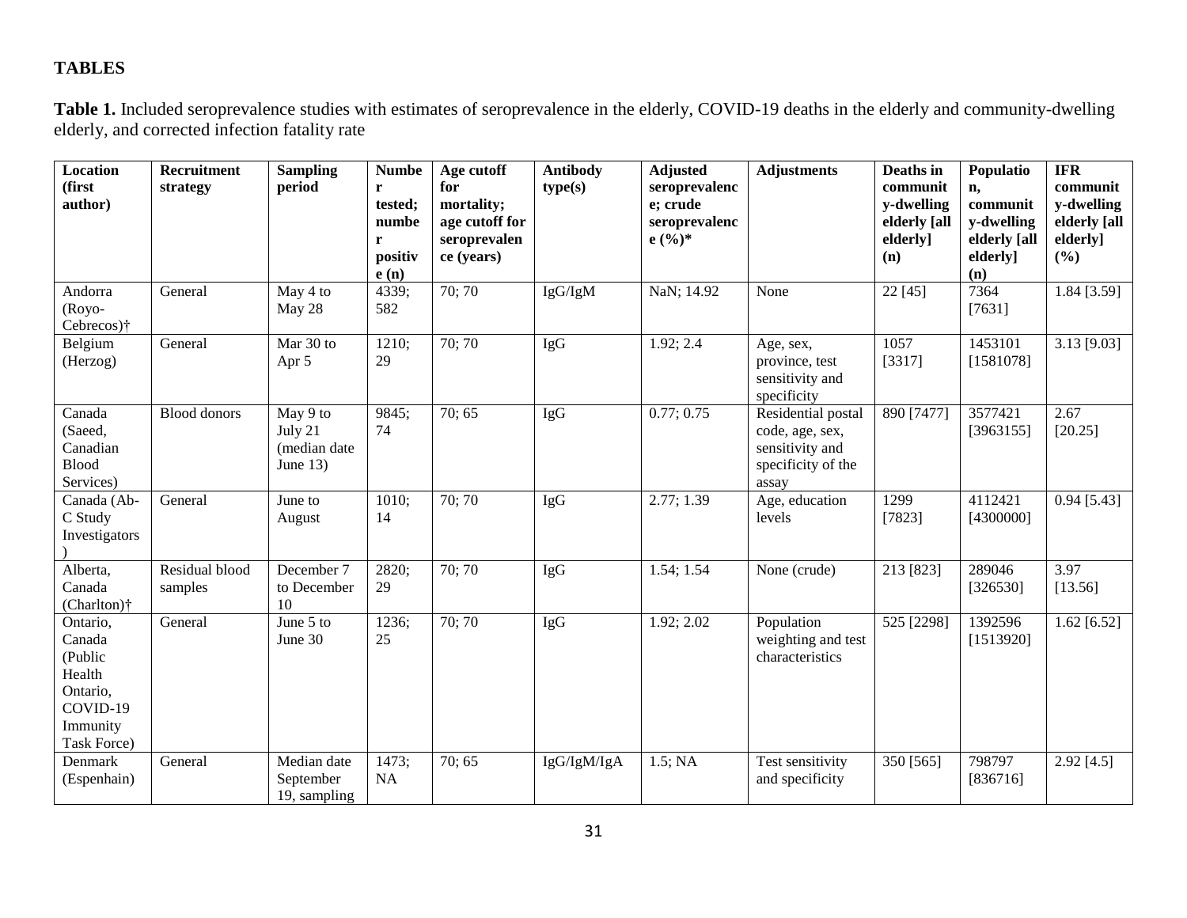# TABLES

**Table 1.** Included seroprevalence studies with estimates of seroprevalence in the elderly, COVID-19 deaths in the elderly and community-dwelling elderly, and corrected infection fatality rate

| Location (first author) | Recruitment strategy | Sampling period | Number tested; number positive (n) | Age cutoff for mortality; age cutoff for seroprevalence (years) | Antibody type(s) | Adjusted seroprevalence; crude seroprevalence (%)* | Adjustments | Deaths in community-dwelling elderly [all elderly] (n) | Population, community-dwelling elderly [all elderly] (n) | IFR community-dwelling elderly [all elderly] (%) |
|---|---|---|---|---|---|---|---|---|---|---|
| Andorra (Royo-Cebrecos)† | General | May 4 to May 28 | 4339; 582 | 70; 70 | IgG/IgM | NaN; 14.92 | None | 22 [45] | 7364 [7631] | 1.84 [3.59] |
| Belgium (Herzog) | General | Mar 30 to Apr 5 | 1210; 29 | 70; 70 | IgG | 1.92; 2.4 | Age, sex, province, test sensitivity and specificity | 1057 [3317] | 1453101 [1581078] | 3.13 [9.03] |
| Canada (Saeed, Canadian Blood Services) | Blood donors | May 9 to July 21 (median date June 13) | 9845; 74 | 70; 65 | IgG | 0.77; 0.75 | Residential postal code, age, sex, sensitivity and specificity of the assay | 890 [7477] | 3577421 [3963155] | 2.67 [20.25] |
| Canada (Ab-C Study Investigators) | General | June to August | 1010; 14 | 70; 70 | IgG | 2.77; 1.39 | Age, education levels | 1299 [7823] | 4112421 [4300000] | 0.94 [5.43] |
| Alberta, Canada (Charlton)† | Residual blood samples | December 7 to December 10 | 2820; 29 | 70; 70 | IgG | 1.54; 1.54 | None (crude) | 213 [823] | 289046 [326530] | 3.97 [13.56] |
| Ontario, Canada (Public Health Ontario, COVID-19 Immunity Task Force) | General | June 5 to June 30 | 1236; 25 | 70; 70 | IgG | 1.92; 2.02 | Population weighting and test characteristics | 525 [2298] | 1392596 [1513920] | 1.62 [6.52] |
| Denmark (Espenhain) | General | Median date September 19, sampling | 1473; NA | 70; 65 | IgG/IgM/IgA | 1.5; NA | Test sensitivity and specificity | 350 [565] | 798797 [836716] | 2.92 [4.5] |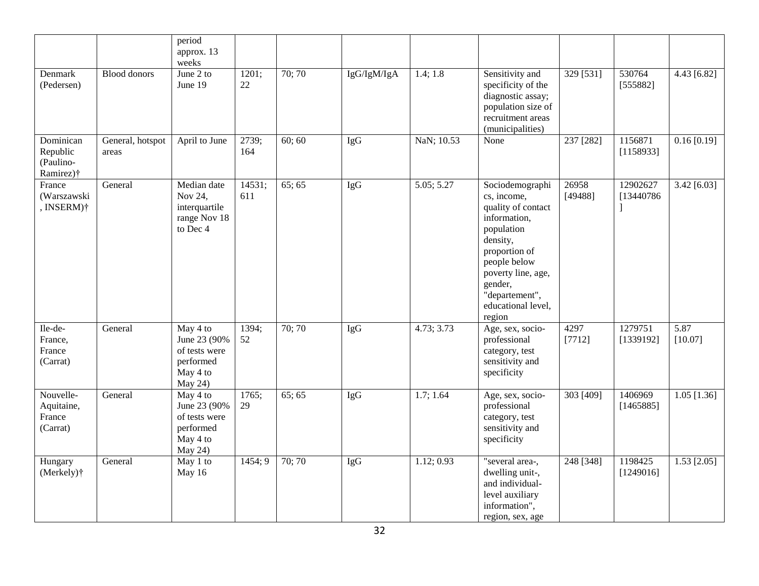|  |  | period approx. 13 weeks |  |  |  |  |  |  |  |  |
|---|---|---|---|---|---|---|---|---|---|---|
| Denmark (Pedersen) | Blood donors | June 2 to June 19 | 1201; 22 | 70; 70 | IgG/IgM/IgA | 1.4; 1.8 | Sensitivity and specificity of the diagnostic assay; population size of recruitment areas (municipalities) | 329 [531] | 530764 [555882] | 4.43 [6.82] |
| Dominican Republic (Paulino-Ramirez)† | General, hotspot areas | April to June | 2739; 164 | 60; 60 | IgG | NaN; 10.53 | None | 237 [282] | 1156871 [1158933] | 0.16 [0.19] |
| France (Warszawski, INSERM)† | General | Median date Nov 24, interquartile range Nov 18 to Dec 4 | 14531; 611 | 65; 65 | IgG | 5.05; 5.27 | Sociodemographics, income, quality of contact information, population density, proportion of people below poverty line, age, gender, "departement", educational level, region | 26958 [49488] | 12902627 [13440786] | 3.42 [6.03] |
| Ile-de-France, France (Carrat) | General | May 4 to June 23 (90% of tests were performed May 4 to May 24) | 1394; 52 | 70; 70 | IgG | 4.73; 3.73 | Age, sex, socio-professional category, test sensitivity and specificity | 4297 [7712] | 1279751 [1339192] | 5.87 [10.07] |
| Nouvelle-Aquitaine, France (Carrat) | General | May 4 to June 23 (90% of tests were performed May 4 to May 24) | 1765; 29 | 65; 65 | IgG | 1.7; 1.64 | Age, sex, socio-professional category, test sensitivity and specificity | 303 [409] | 1406969 [1465885] | 1.05 [1.36] |
| Hungary (Merkely)† | General | May 1 to May 16 | 1454; 9 | 70; 70 | IgG | 1.12; 0.93 | "several area-, dwelling unit-, and individual-level auxiliary information", region, sex, age | 248 [348] | 1198425 [1249016] | 1.53 [2.05] |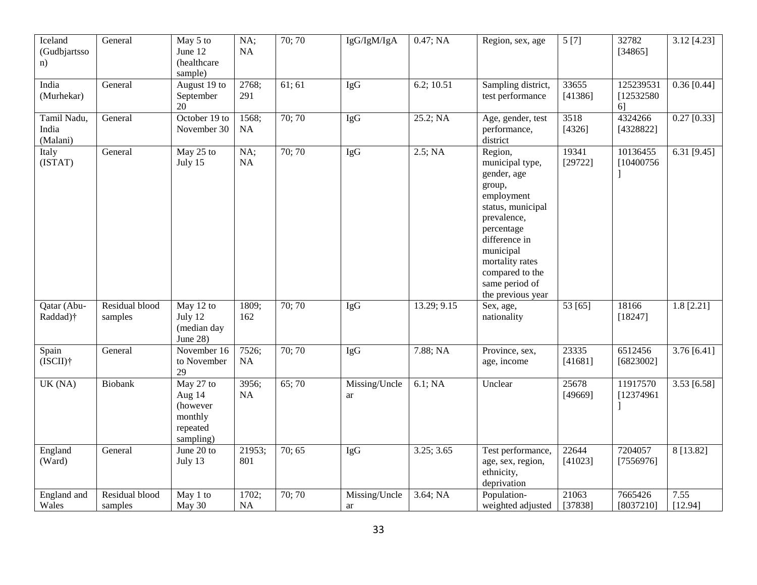| Iceland (Gudbjartsson) | General | May 5 to June 12 (healthcare sample) | NA; NA | 70; 70 | IgG/IgM/IgA | 0.47; NA | Region, sex, age | 5 [7] | 32782 [34865] | 3.12 [4.23] |
|---|---|---|---|---|---|---|---|---|---|---|
| India (Murhekar) | General | August 19 to September 20 | 2768; 291 | 61; 61 | IgG | 6.2; 10.51 | Sampling district, test performance | 33655 [41386] | 125239531 [125325806] | 0.36 [0.44] |
| Tamil Nadu, India (Malani) | General | October 19 to November 30 | 1568; NA | 70; 70 | IgG | 25.2; NA | Age, gender, test performance, district | 3518 [4326] | 4324266 [4328822] | 0.27 [0.33] |
| Italy (ISTAT) | General | May 25 to July 15 | NA; NA | 70; 70 | IgG | 2.5; NA | Region, municipal type, gender, age group, employment status, municipal prevalence, percentage difference in municipal mortality rates compared to the same period of the previous year | 19341 [29722] | 10136455 [10400756] | 6.31 [9.45] |
| Qatar (Abu-Raddad)† | Residual blood samples | May 12 to July 12 (median day June 28) | 1809; 162 | 70; 70 | IgG | 13.29; 9.15 | Sex, age, nationality | 53 [65] | 18166 [18247] | 1.8 [2.21] |
| Spain (ISCII)† | General | November 16 to November 29 | 7526; NA | 70; 70 | IgG | 7.88; NA | Province, sex, age, income | 23335 [41681] | 6512456 [6823002] | 3.76 [6.41] |
| UK (NA) | Biobank | May 27 to Aug 14 (however monthly repeated sampling) | 3956; NA | 65; 70 | Missing/Unclear | 6.1; NA | Unclear | 25678 [49669] | 11917570 [12374961] | 3.53 [6.58] |
| England (Ward) | General | June 20 to July 13 | 21953; 801 | 70; 65 | IgG | 3.25; 3.65 | Test performance, age, sex, region, ethnicity, deprivation | 22644 [41023] | 7204057 [7556976] | 8 [13.82] |
| England and Wales | Residual blood samples | May 1 to May 30 | 1702; NA | 70; 70 | Missing/Unclear | 3.64; NA | Population-weighted adjusted | 21063 [37838] | 7665426 [8037210] | 7.55 [12.94] |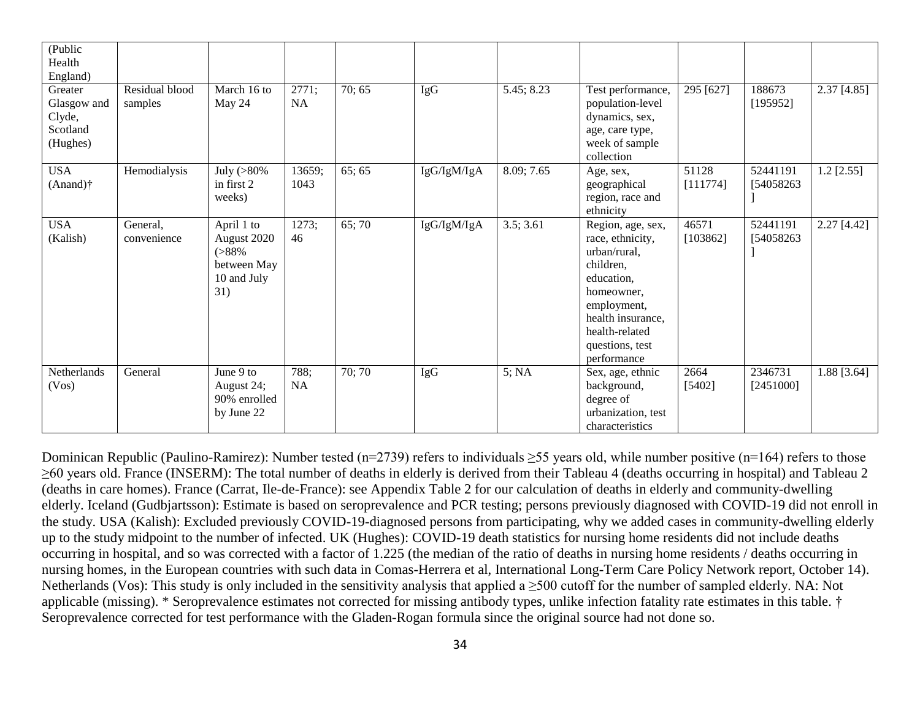| (Public Health England) | | | | | | | | | | |
|---|---|---|---|---|---|---|---|---|---|---|
| Greater Glasgow and Clyde, Scotland (Hughes) | Residual blood samples | March 16 to May 24 | 2771; NA | 70; 65 | IgG | 5.45; 8.23 | Test performance, population-level dynamics, sex, age, care type, week of sample collection | 295 [627] | 188673 [195952] | 2.37 [4.85] |
| USA (Anand)† | Hemodialysis | July (>80% in first 2 weeks) | 13659; 1043 | 65; 65 | IgG/IgM/IgA | 8.09; 7.65 | Age, sex, geographical region, race and ethnicity | 51128 [111774] | 52441191 [54058263] | 1.2 [2.55] |
| USA (Kalish) | General, convenience | April 1 to August 2020 (>88% between May 10 and July 31) | 1273; 46 | 65; 70 | IgG/IgM/IgA | 3.5; 3.61 | Region, age, sex, race, ethnicity, urban/rural, children, education, homeowner, employment, health insurance, health-related questions, test performance | 46571 [103862] | 52441191 [54058263] | 2.27 [4.42] |
| Netherlands (Vos) | General | June 9 to August 24; 90% enrolled by June 22 | 788; NA | 70; 70 | IgG | 5; NA | Sex, age, ethnic background, degree of urbanization, test characteristics | 2664 [5402] | 2346731 [2451000] | 1.88 [3.64] |

Dominican Republic (Paulino-Ramirez): Number tested (n=2739) refers to individuals ≥55 years old, while number positive (n=164) refers to those ≥60 years old. France (INSERM): The total number of deaths in elderly is derived from their Tableau 4 (deaths occurring in hospital) and Tableau 2 (deaths in care homes). France (Carrat, Ile-de-France): see Appendix Table 2 for our calculation of deaths in elderly and community-dwelling elderly. Iceland (Gudbjartsson): Estimate is based on seroprevalence and PCR testing; persons previously diagnosed with COVID-19 did not enroll in the study. USA (Kalish): Excluded previously COVID-19-diagnosed persons from participating, why we added cases in community-dwelling elderly up to the study midpoint to the number of infected. UK (Hughes): COVID-19 death statistics for nursing home residents did not include deaths occurring in hospital, and so was corrected with a factor of 1.225 (the median of the ratio of deaths in nursing home residents / deaths occurring in nursing homes, in the European countries with such data in Comas-Herrera et al, International Long-Term Care Policy Network report, October 14). Netherlands (Vos): This study is only included in the sensitivity analysis that applied a ≥500 cutoff for the number of sampled elderly. NA: Not applicable (missing). * Seroprevalence estimates not corrected for missing antibody types, unlike infection fatality rate estimates in this table. † Seroprevalence corrected for test performance with the Gladen-Rogan formula since the original source had not done so.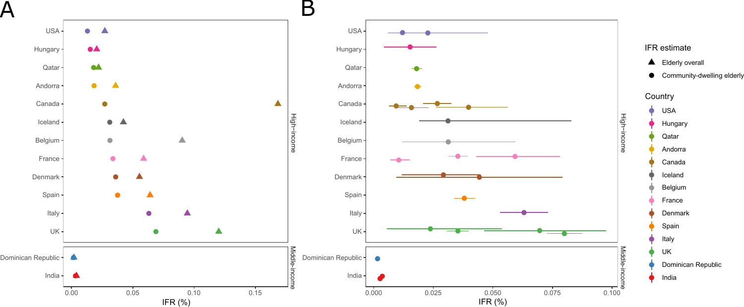A

USA
Hungary
Qatar
Andorra
Canada
Iceland
Belgium
France
Denmark
Spain
Italy
UK

High−income

Dominican Republic
India

Middle−income

0.00 0.05 0.10 0.15

IFR (%)

B

USA
Hungary
Qatar
Andorra
Canada
Iceland
Belgium
France
Denmark
Spain
Italy
UK

High−income

Dominican Republic
India

Middle−income

0.000 0.025 0.050 0.075 0.100

IFR (%)

IFR estimate

- ▲ Elderly overall
- ● Community-dwelling elderly

Country

- USA
- Hungary
- Qatar
- Andorra
- Canada
- Iceland
- Belgium
- France
- Denmark
- Spain
- Italy
- UK
- Dominican Republic
- India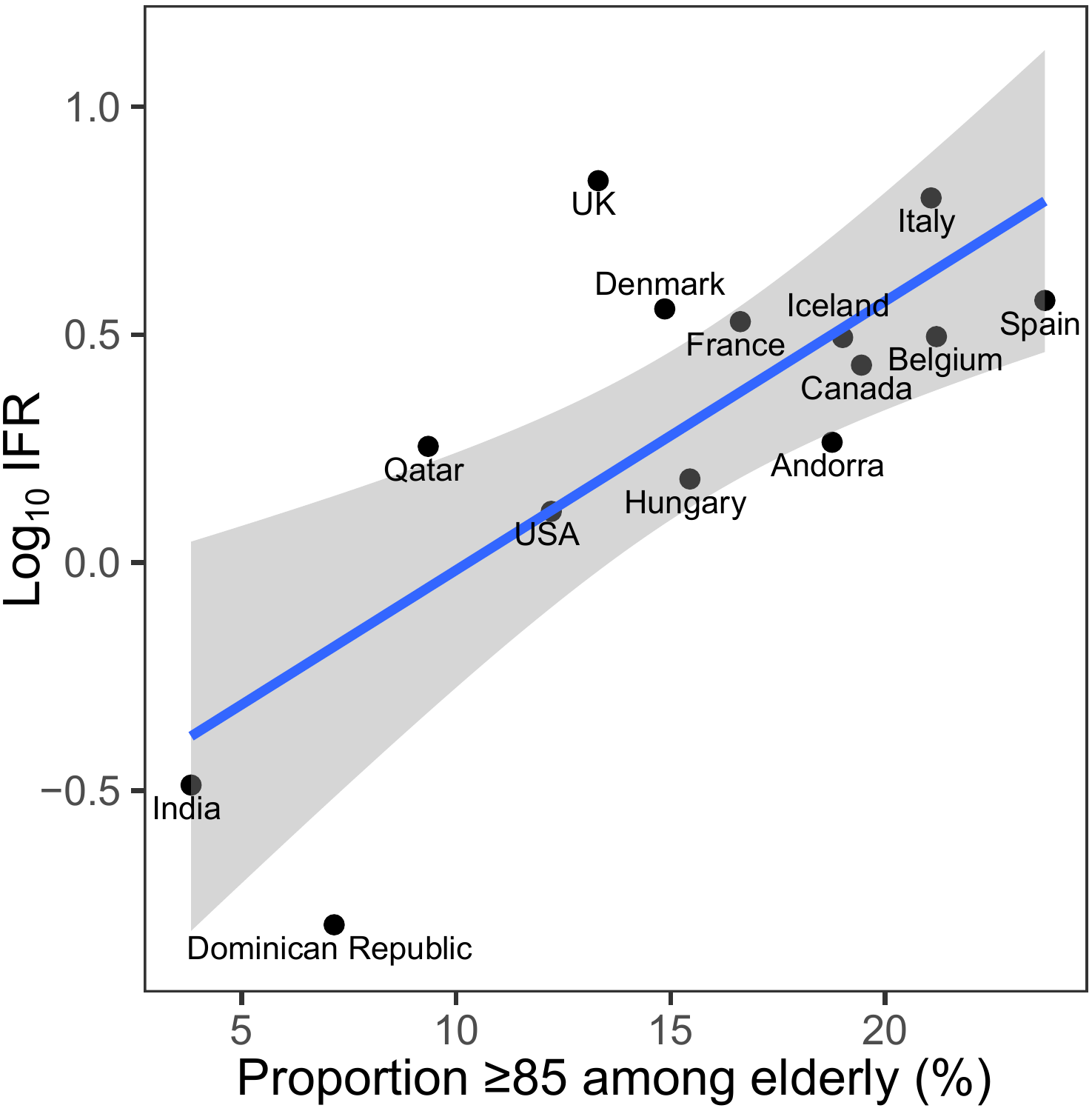Log$_{10}$ IFR

Proportion ≥85 among elderly (%)

UK, Italy, Denmark, Iceland, Spain, France, Belgium, Canada, Qatar, Andorra, Hungary, USA, India, Dominican Republic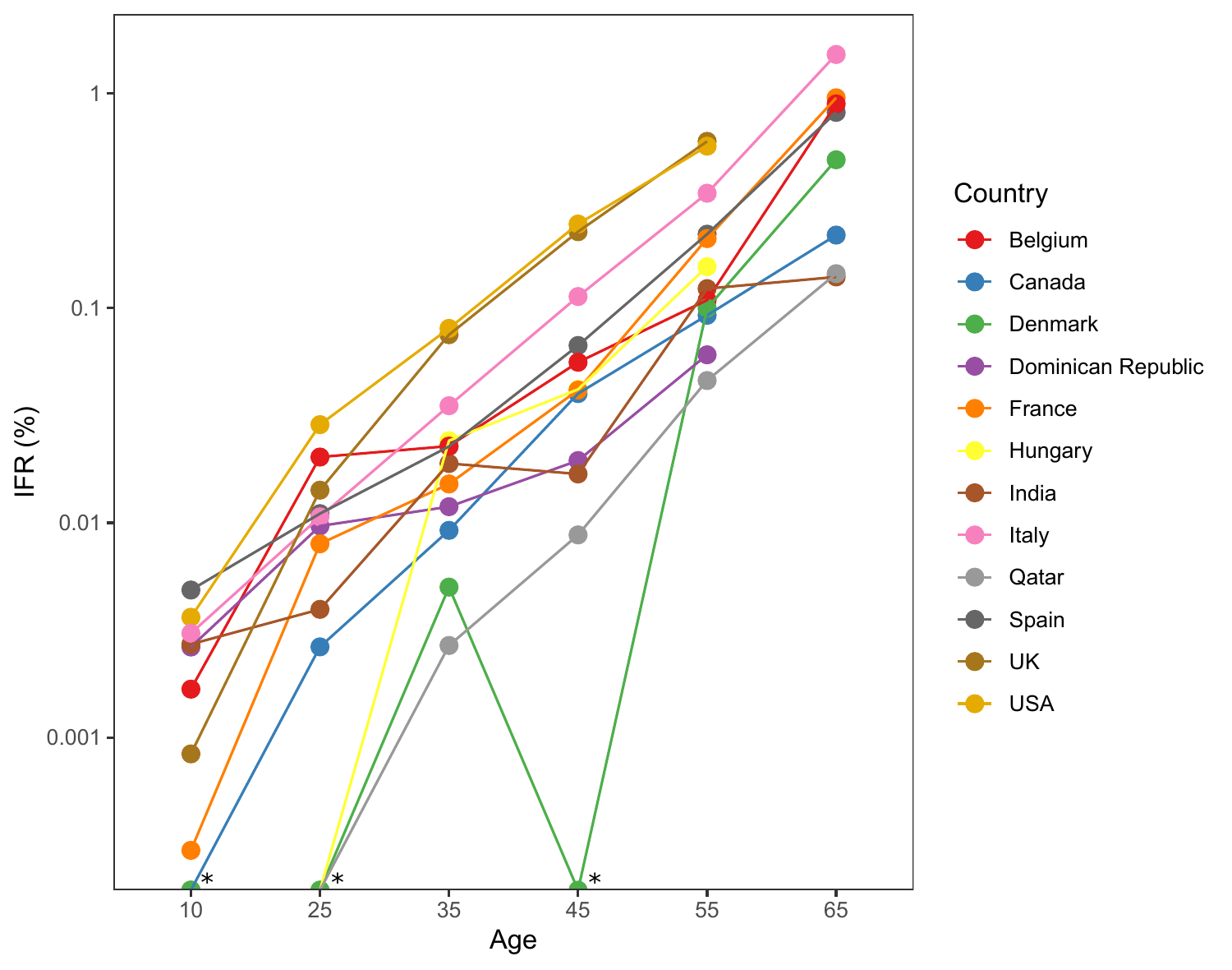IFR (%)

1

0.1

0.01

0.001

Age

10 25 35 45 55 65

*

*

*

Country

Belgium

Canada

Denmark

Dominican Republic

France

Hungary

India

Italy

Qatar

Spain

UK

USA